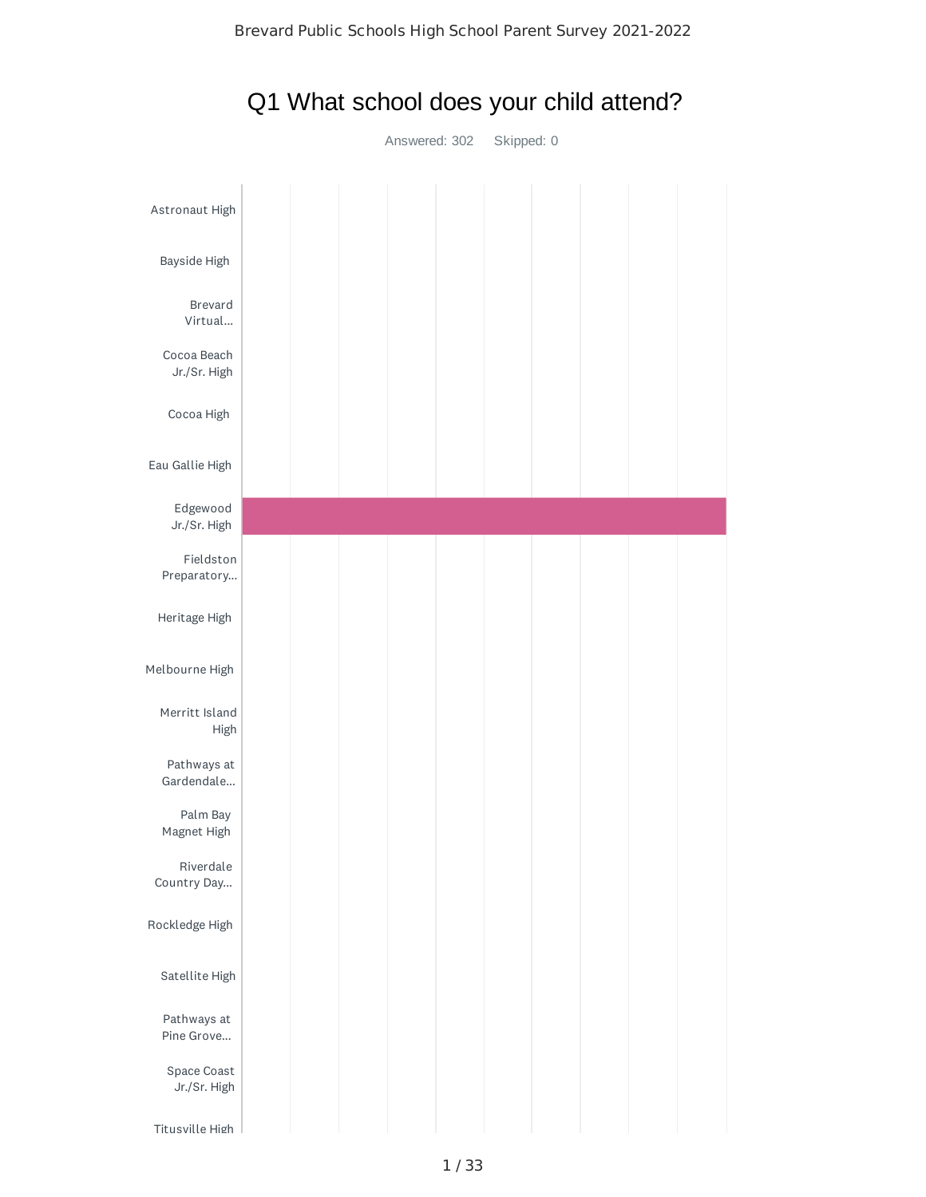# Q1 What school does your child attend?

Answered: 302 Skipped: 0

Astronaut High

Bayside High

Brevard Virtual...

Cocoa Beach Jr./Sr. High

Cocoa High

Eau Gallie High

Edgewood Jr./Sr. High

Fieldston Preparatory...

Heritage High

Melbourne High

Merritt Island High

Pathways at Gardendale...

Palm Bay Magnet High

Riverdale Country Day...

Rockledge High

Satellite High

Pathways at Pine Grove...

Space Coast Jr./Sr. High

Titusville High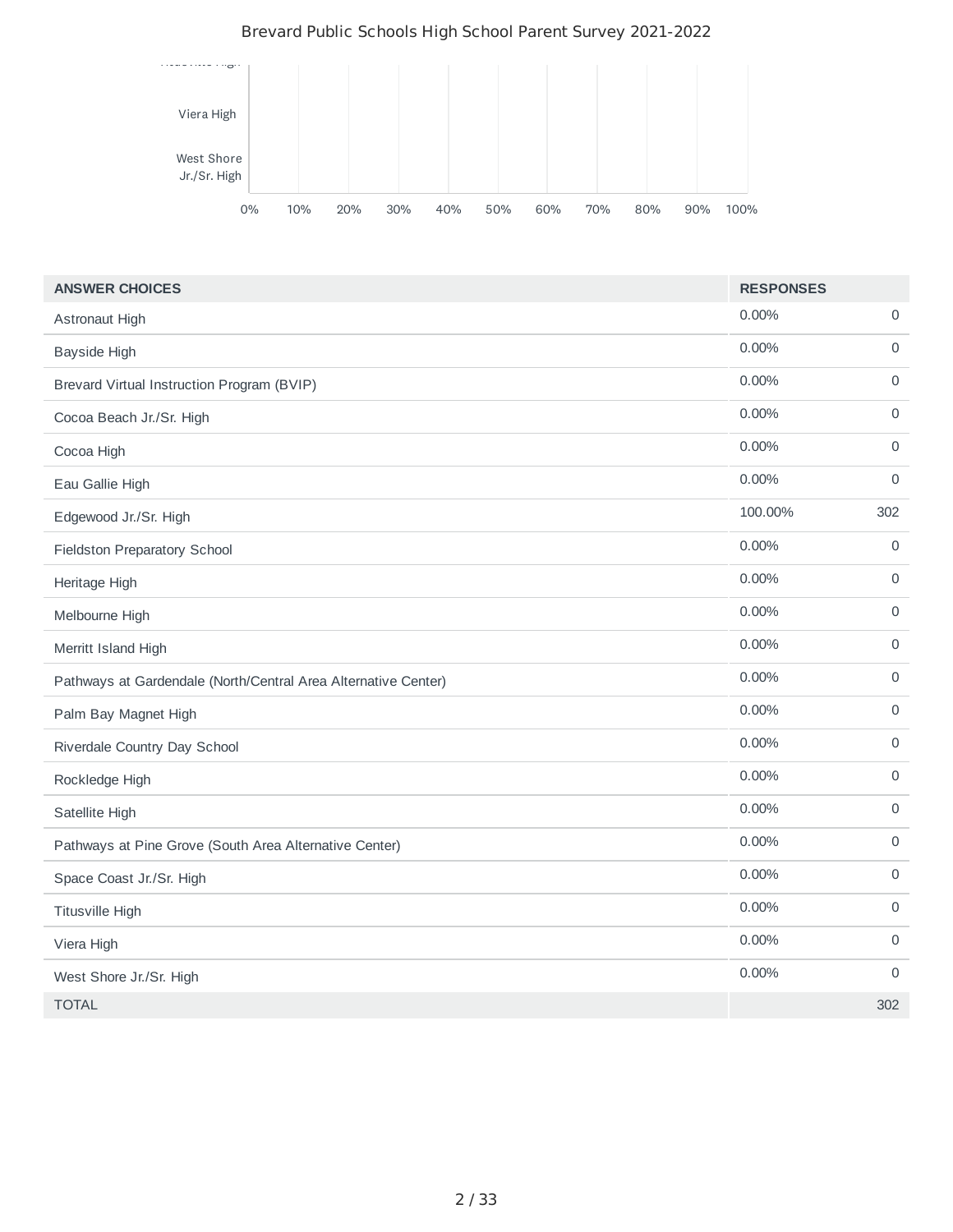Viera High

West Shore Jr./Sr. High

0% 10% 20% 30% 40% 50% 60% 70% 80% 90% 100%

| ANSWER CHOICES | RESPONSES | |
|---|---|---|
| Astronaut High | 0.00% | 0 |
| Bayside High | 0.00% | 0 |
| Brevard Virtual Instruction Program (BVIP) | 0.00% | 0 |
| Cocoa Beach Jr./Sr. High | 0.00% | 0 |
| Cocoa High | 0.00% | 0 |
| Eau Gallie High | 0.00% | 0 |
| Edgewood Jr./Sr. High | 100.00% | 302 |
| Fieldston Preparatory School | 0.00% | 0 |
| Heritage High | 0.00% | 0 |
| Melbourne High | 0.00% | 0 |
| Merritt Island High | 0.00% | 0 |
| Pathways at Gardendale (North/Central Area Alternative Center) | 0.00% | 0 |
| Palm Bay Magnet High | 0.00% | 0 |
| Riverdale Country Day School | 0.00% | 0 |
| Rockledge High | 0.00% | 0 |
| Satellite High | 0.00% | 0 |
| Pathways at Pine Grove (South Area Alternative Center) | 0.00% | 0 |
| Space Coast Jr./Sr. High | 0.00% | 0 |
| Titusville High | 0.00% | 0 |
| Viera High | 0.00% | 0 |
| West Shore Jr./Sr. High | 0.00% | 0 |
| TOTAL | | 302 |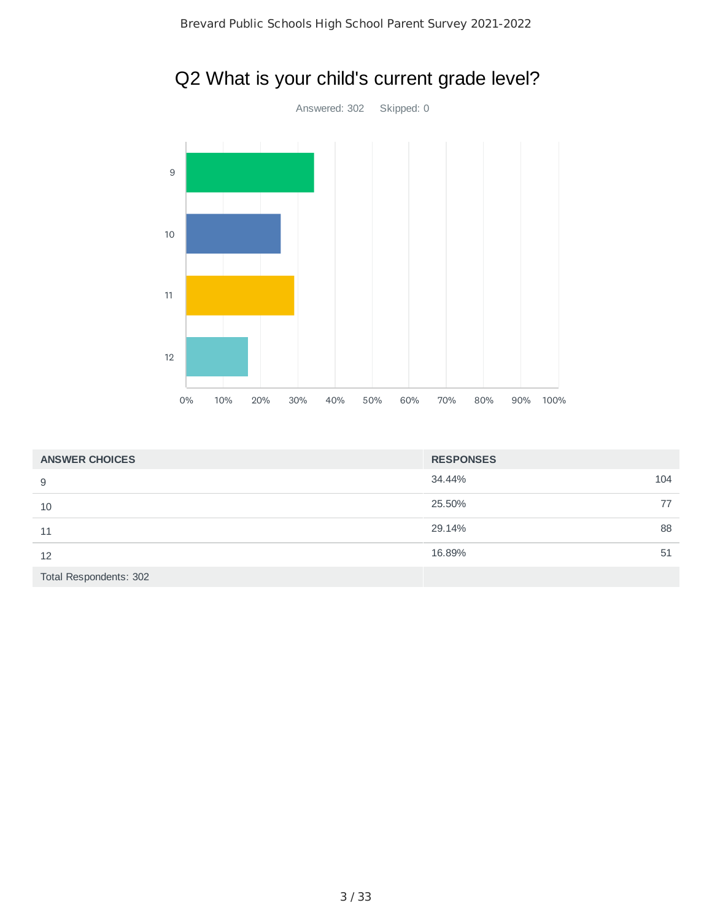# Q2 What is your child's current grade level?

Answered: 302    Skipped: 0

9
10
11
12

0% 10% 20% 30% 40% 50% 60% 70% 80% 90% 100%

| ANSWER CHOICES | RESPONSES | |
|---|---|---|
| 9 | 34.44% | 104 |
| 10 | 25.50% | 77 |
| 11 | 29.14% | 88 |
| 12 | 16.89% | 51 |
| Total Respondents: 302 | | |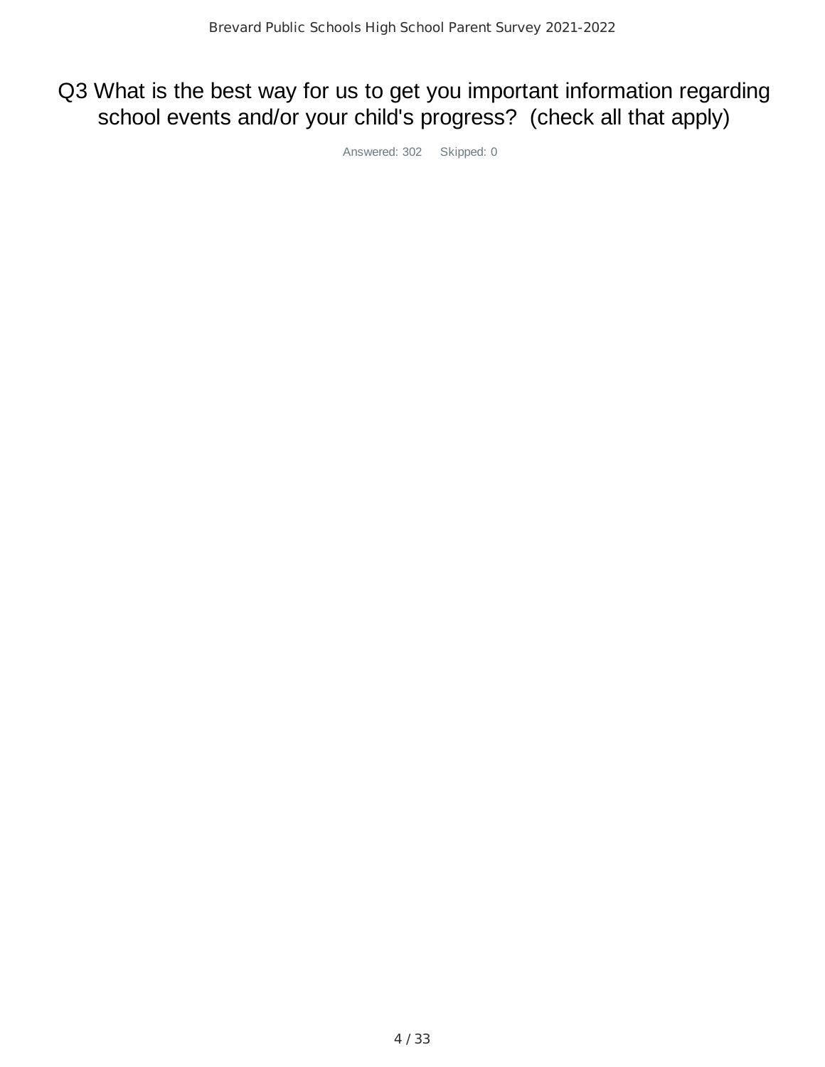# Q3 What is the best way for us to get you important information regarding school events and/or your child's progress? (check all that apply)

Answered: 302 Skipped: 0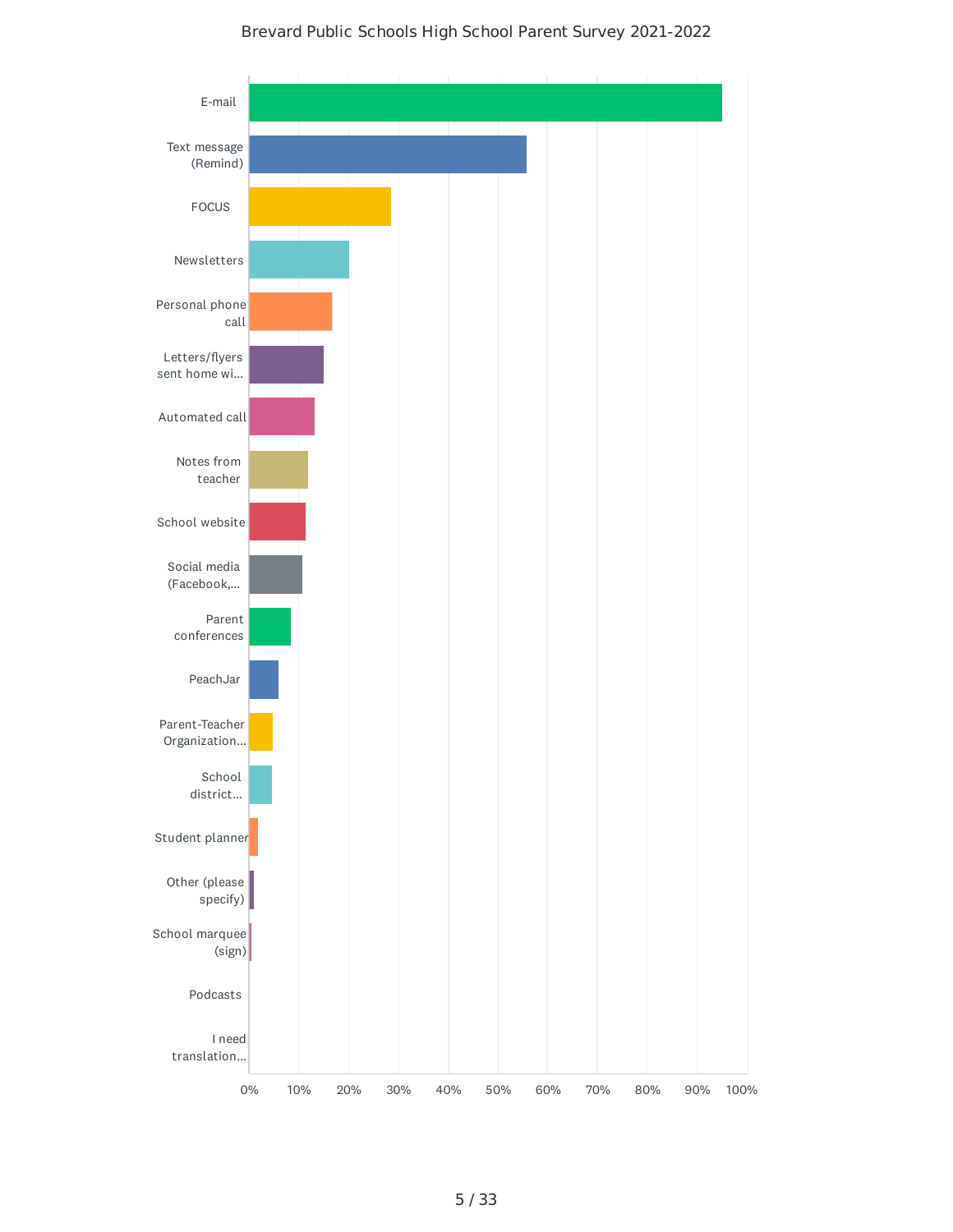Brevard Public Schools High School Parent Survey 2021-2022

E-mail

Text message (Remind)

FOCUS

Newsletters

Personal phone call

Letters/flyers sent home wi...

Automated call

Notes from teacher

School website

Social media (Facebook,...

Parent conferences

PeachJar

Parent-Teacher Organization...

School district...

Student planner

Other (please specify)

School marquee (sign)

Podcasts

I need translation...

0% 10% 20% 30% 40% 50% 60% 70% 80% 90% 100%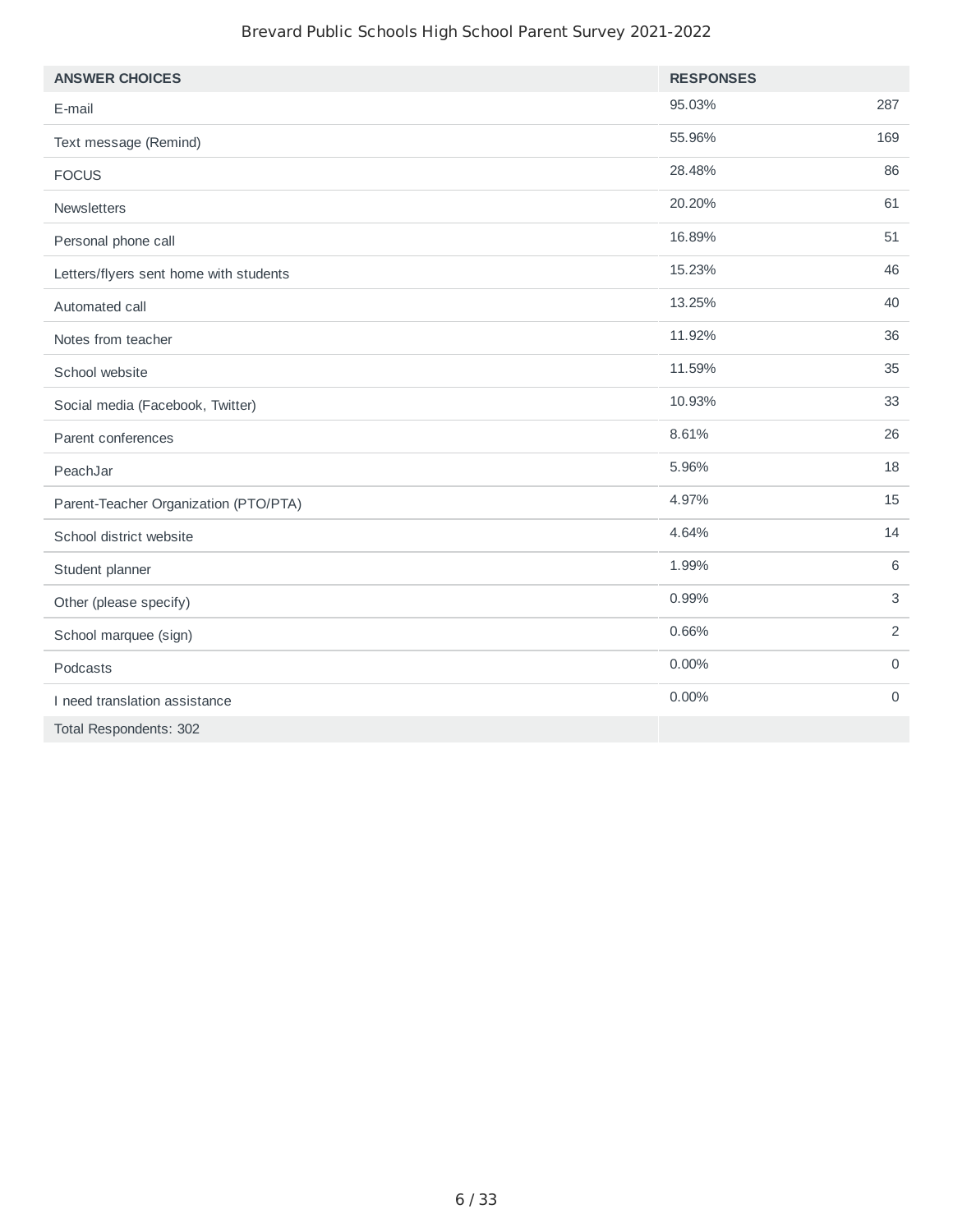| ANSWER CHOICES | RESPONSES | |
|---|---|---|
| E-mail | 95.03% | 287 |
| Text message (Remind) | 55.96% | 169 |
| FOCUS | 28.48% | 86 |
| Newsletters | 20.20% | 61 |
| Personal phone call | 16.89% | 51 |
| Letters/flyers sent home with students | 15.23% | 46 |
| Automated call | 13.25% | 40 |
| Notes from teacher | 11.92% | 36 |
| School website | 11.59% | 35 |
| Social media (Facebook, Twitter) | 10.93% | 33 |
| Parent conferences | 8.61% | 26 |
| PeachJar | 5.96% | 18 |
| Parent-Teacher Organization (PTO/PTA) | 4.97% | 15 |
| School district website | 4.64% | 14 |
| Student planner | 1.99% | 6 |
| Other (please specify) | 0.99% | 3 |
| School marquee (sign) | 0.66% | 2 |
| Podcasts | 0.00% | 0 |
| I need translation assistance | 0.00% | 0 |
| Total Respondents: 302 | | |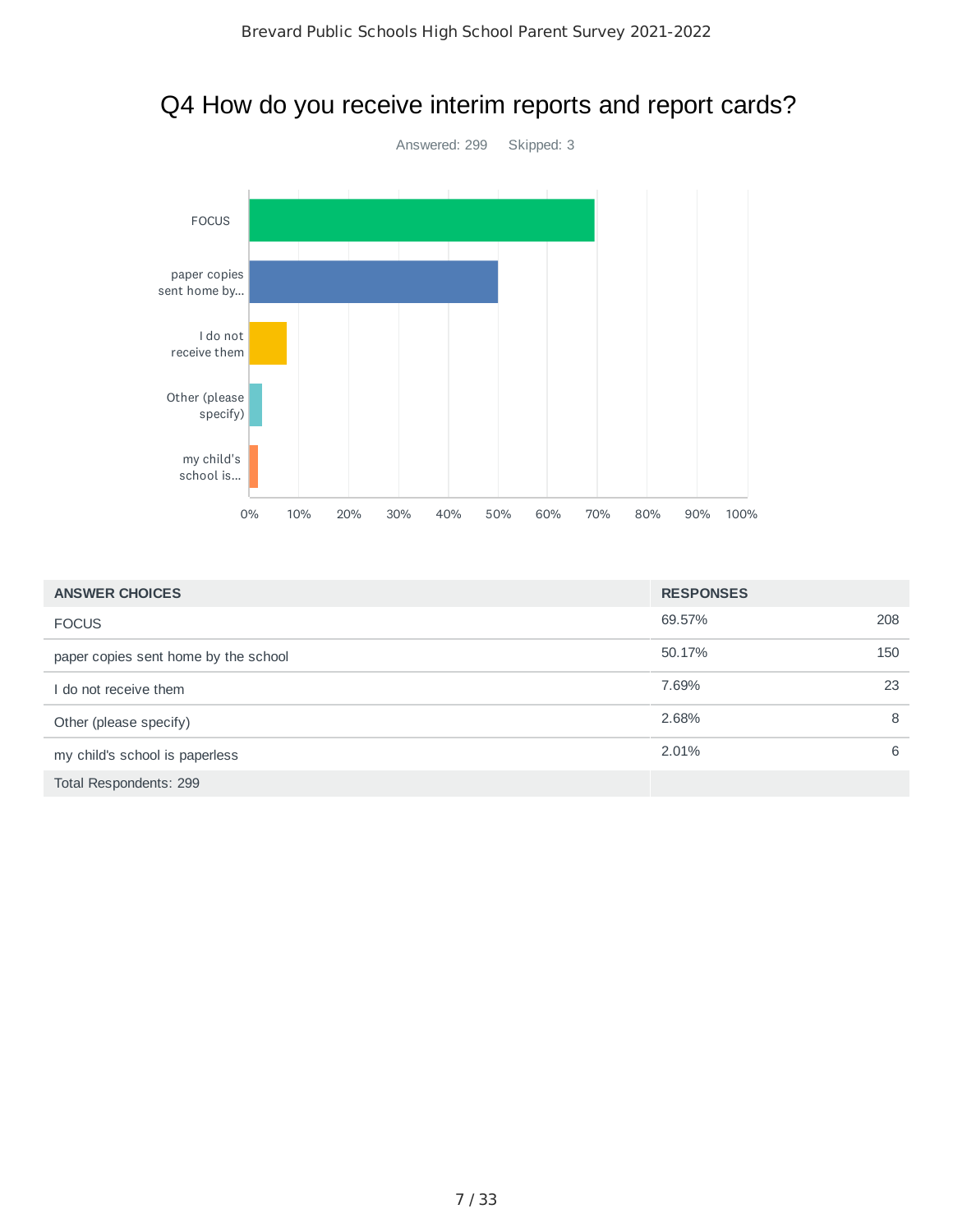# Q4 How do you receive interim reports and report cards?

Answered: 299 Skipped: 3

FOCUS

paper copies sent home by...

I do not receive them

Other (please specify)

my child's school is...

0% 10% 20% 30% 40% 50% 60% 70% 80% 90% 100%

| ANSWER CHOICES | RESPONSES | |
|---|---|---|
| FOCUS | 69.57% | 208 |
| paper copies sent home by the school | 50.17% | 150 |
| I do not receive them | 7.69% | 23 |
| Other (please specify) | 2.68% | 8 |
| my child's school is paperless | 2.01% | 6 |
| Total Respondents: 299 | | |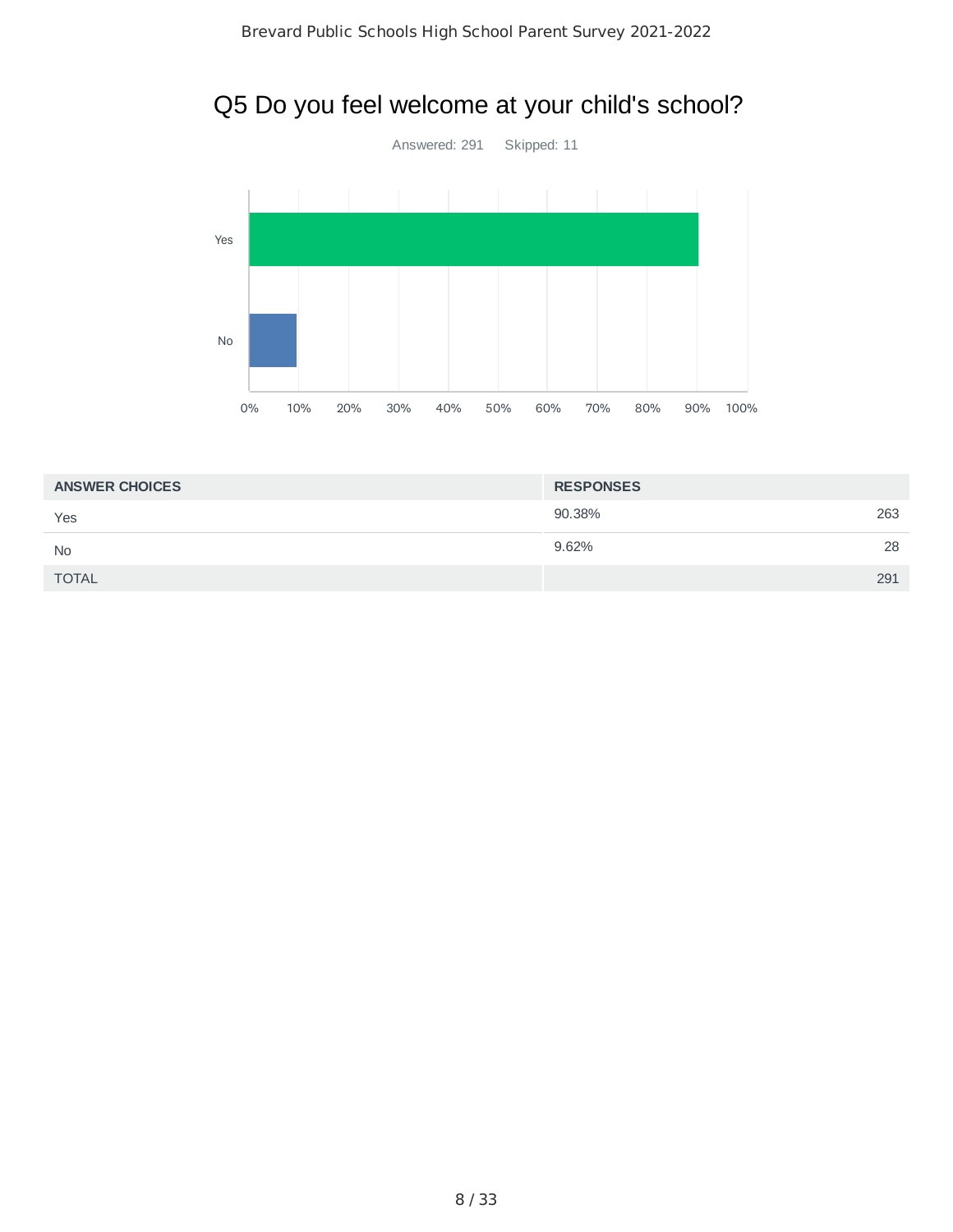## Q5 Do you feel welcome at your child's school?

Answered: 291    Skipped: 11

| ANSWER CHOICES | RESPONSES | |
|---|---|---|
| Yes | 90.38% | 263 |
| No | 9.62% | 28 |
| TOTAL | | 291 |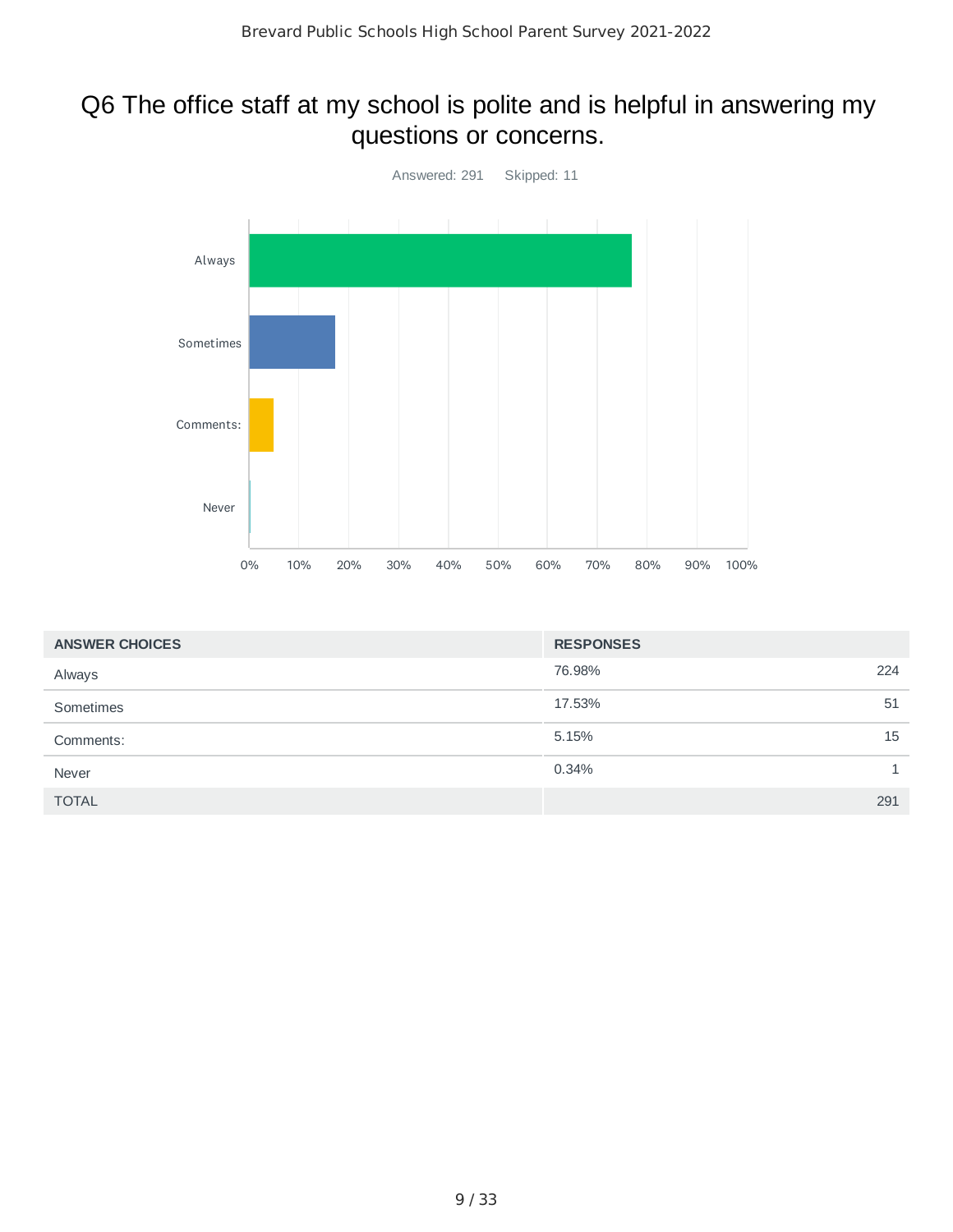# Q6 The office staff at my school is polite and is helpful in answering my questions or concerns.

Answered: 291 Skipped: 11

| ANSWER CHOICES | RESPONSES | |
|---|---|---|
| Always | 76.98% | 224 |
| Sometimes | 17.53% | 51 |
| Comments: | 5.15% | 15 |
| Never | 0.34% | 1 |
| TOTAL | | 291 |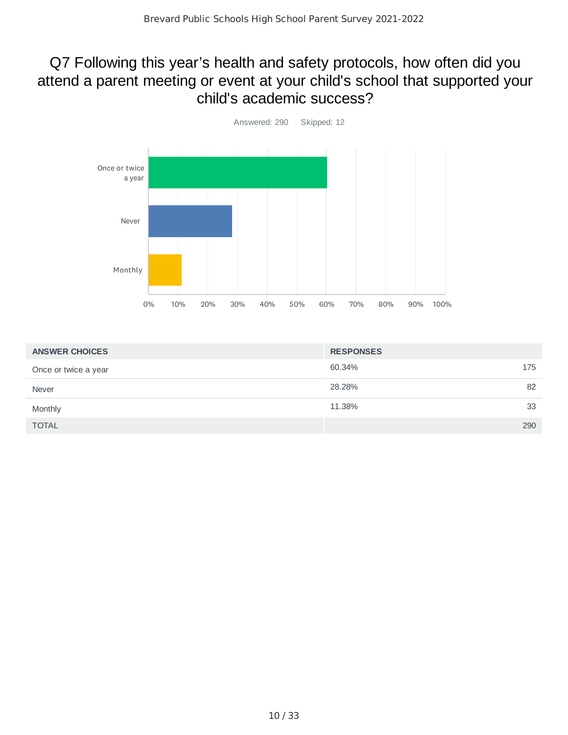# Q7 Following this year's health and safety protocols, how often did you attend a parent meeting or event at your child's school that supported your child's academic success?

Answered: 290 Skipped: 12

Once or twice a year

Never

Monthly

0% 10% 20% 30% 40% 50% 60% 70% 80% 90% 100%

| ANSWER CHOICES | RESPONSES | |
|---|---|---|
| Once or twice a year | 60.34% | 175 |
| Never | 28.28% | 82 |
| Monthly | 11.38% | 33 |
| TOTAL | | 290 |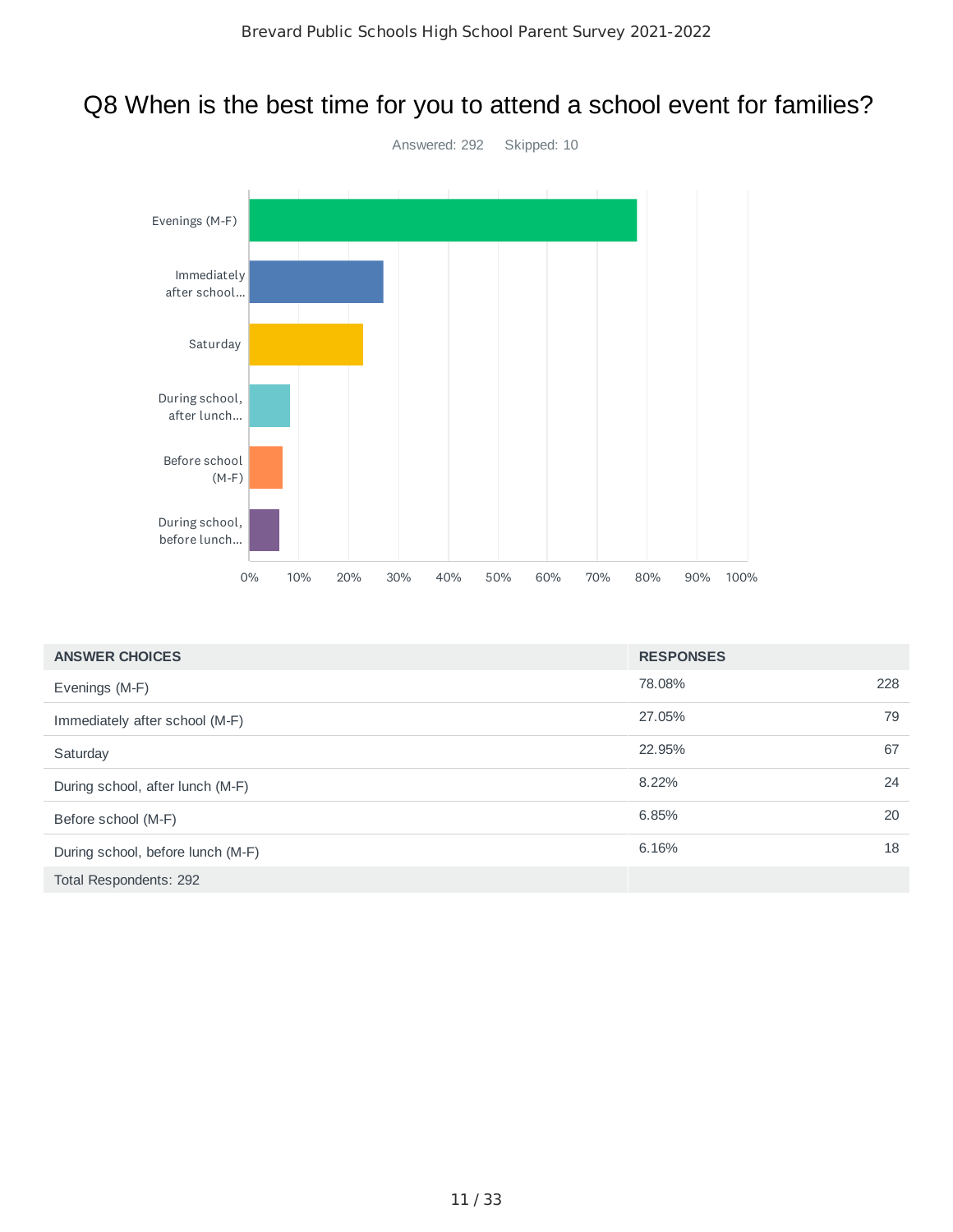# Q8 When is the best time for you to attend a school event for families?

Answered: 292 Skipped: 10

Evenings (M-F)

Immediately after school...

Saturday

During school, after lunch...

Before school (M-F)

During school, before lunch...

0% 10% 20% 30% 40% 50% 60% 70% 80% 90% 100%

| ANSWER CHOICES | RESPONSES | |
|---|---|---|
| Evenings (M-F) | 78.08% | 228 |
| Immediately after school (M-F) | 27.05% | 79 |
| Saturday | 22.95% | 67 |
| During school, after lunch (M-F) | 8.22% | 24 |
| Before school (M-F) | 6.85% | 20 |
| During school, before lunch (M-F) | 6.16% | 18 |
| Total Respondents: 292 | | |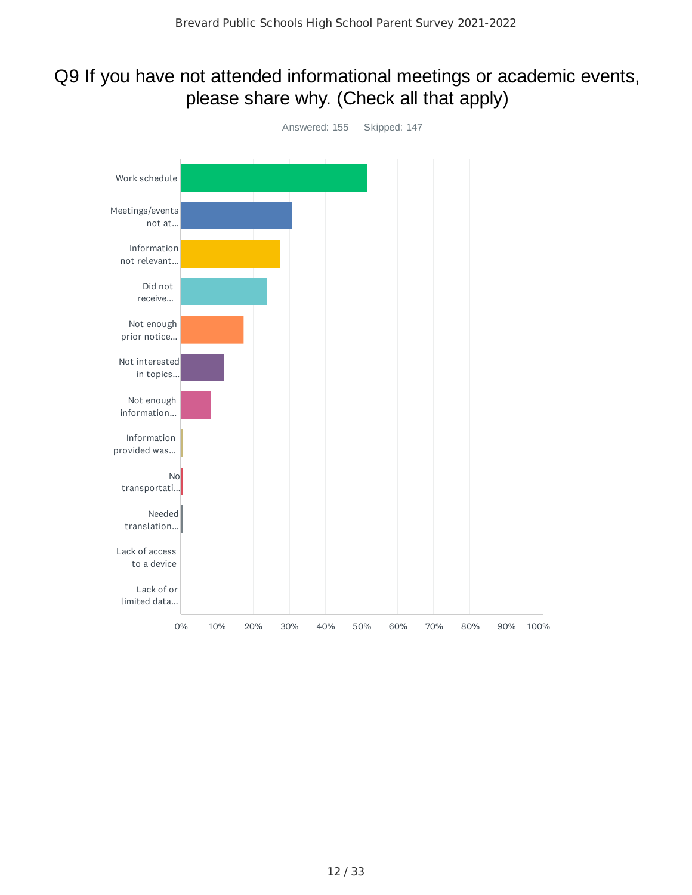# Q9 If you have not attended informational meetings or academic events, please share why. (Check all that apply)

Answered: 155 Skipped: 147

Work schedule

Meetings/events not at...

Information not relevant...

Did not receive...

Not enough prior notice...

Not interested in topics...

Not enough information...

Information provided was...

No transportati...

Needed translation...

Lack of access to a device

Lack of or limited data...

0% 10% 20% 30% 40% 50% 60% 70% 80% 90% 100%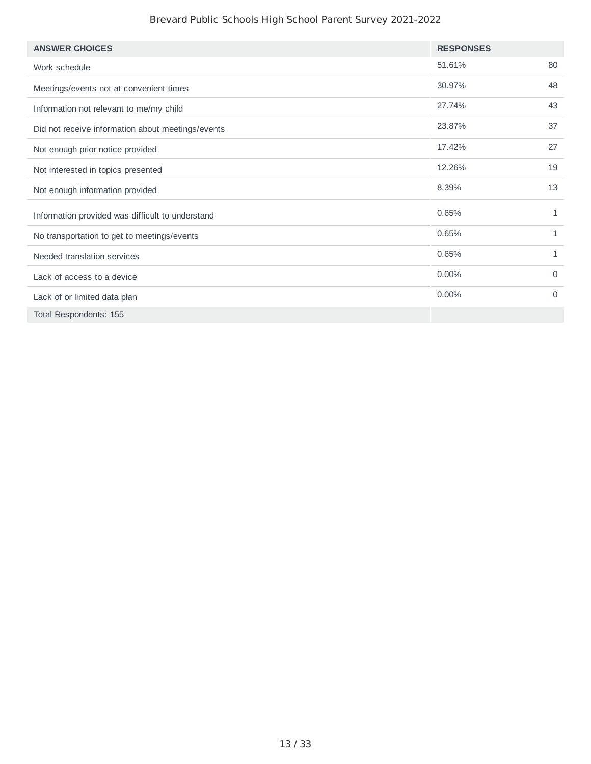| ANSWER CHOICES | RESPONSES | |
|---|---|---|
| Work schedule | 51.61% | 80 |
| Meetings/events not at convenient times | 30.97% | 48 |
| Information not relevant to me/my child | 27.74% | 43 |
| Did not receive information about meetings/events | 23.87% | 37 |
| Not enough prior notice provided | 17.42% | 27 |
| Not interested in topics presented | 12.26% | 19 |
| Not enough information provided | 8.39% | 13 |
| Information provided was difficult to understand | 0.65% | 1 |
| No transportation to get to meetings/events | 0.65% | 1 |
| Needed translation services | 0.65% | 1 |
| Lack of access to a device | 0.00% | 0 |
| Lack of or limited data plan | 0.00% | 0 |
| Total Respondents: 155 | | |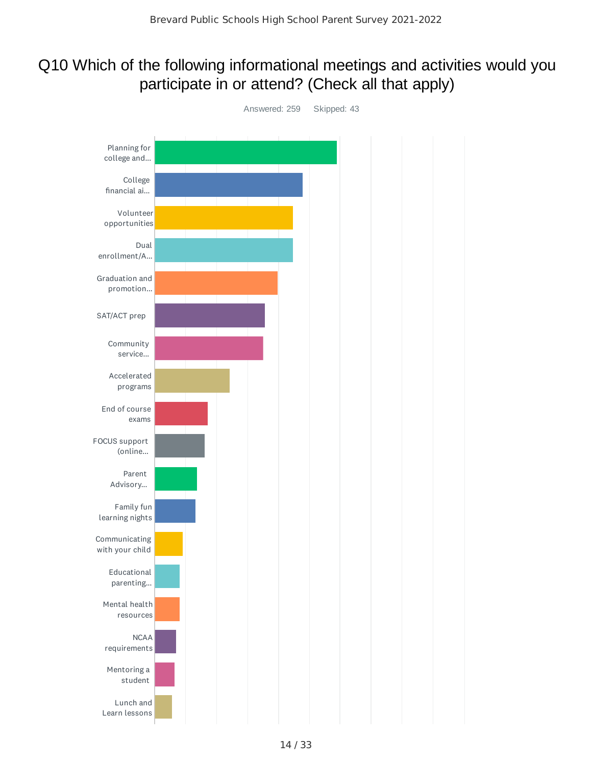## Q10 Which of the following informational meetings and activities would you participate in or attend? (Check all that apply)

Answered: 259 Skipped: 43

Planning for college and...

College financial ai...

Volunteer opportunities

Dual enrollment/A...

Graduation and promotion...

SAT/ACT prep

Community service...

Accelerated programs

End of course exams

FOCUS support (online...

Parent Advisory...

Family fun learning nights

Communicating with your child

Educational parenting...

Mental health resources

NCAA requirements

Mentoring a student

Lunch and Learn lessons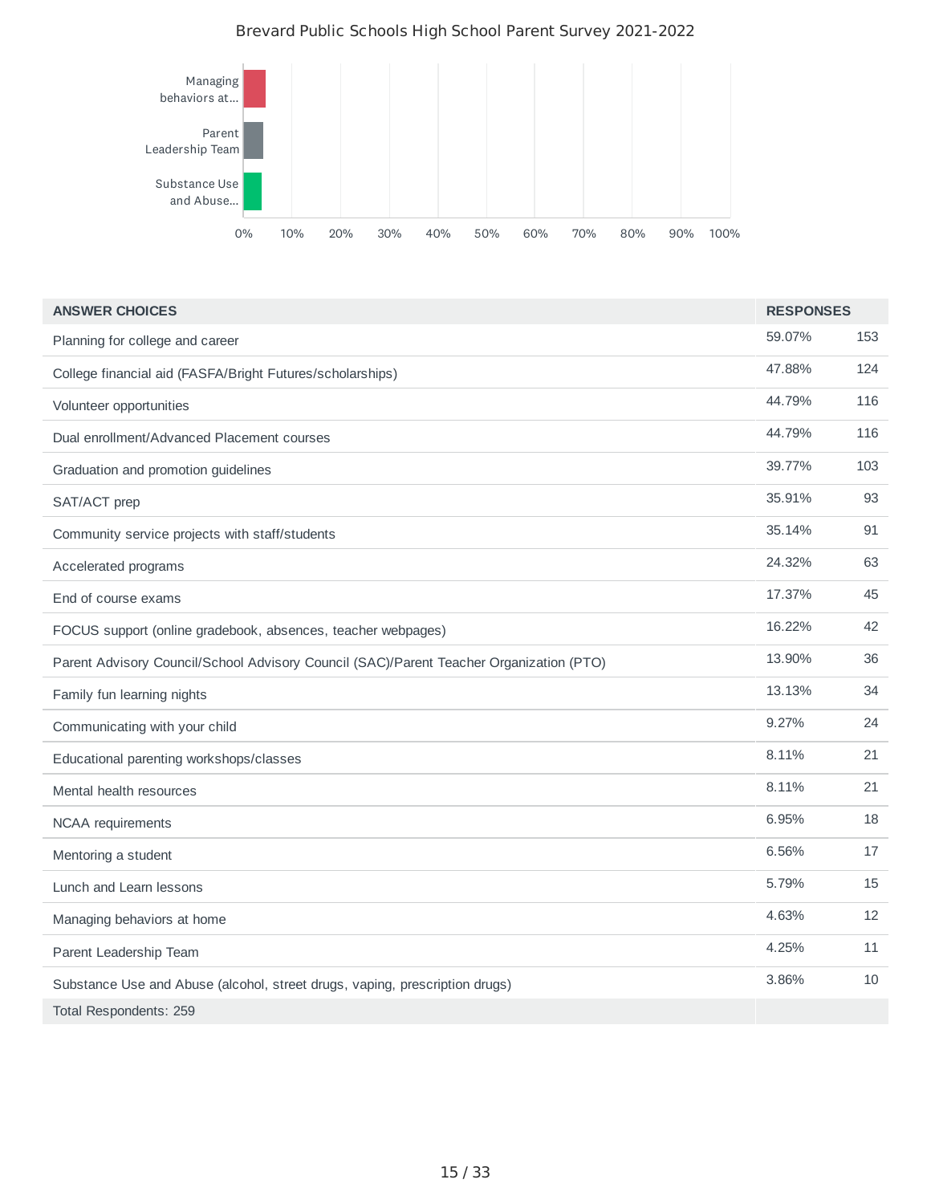Brevard Public Schools High School Parent Survey 2021-2022

Managing behaviors at...

Parent Leadership Team

Substance Use and Abuse...

0% 10% 20% 30% 40% 50% 60% 70% 80% 90% 100%

| ANSWER CHOICES | RESPONSES | |
|---|---|---|
| Planning for college and career | 59.07% | 153 |
| College financial aid (FASFA/Bright Futures/scholarships) | 47.88% | 124 |
| Volunteer opportunities | 44.79% | 116 |
| Dual enrollment/Advanced Placement courses | 44.79% | 116 |
| Graduation and promotion guidelines | 39.77% | 103 |
| SAT/ACT prep | 35.91% | 93 |
| Community service projects with staff/students | 35.14% | 91 |
| Accelerated programs | 24.32% | 63 |
| End of course exams | 17.37% | 45 |
| FOCUS support (online gradebook, absences, teacher webpages) | 16.22% | 42 |
| Parent Advisory Council/School Advisory Council (SAC)/Parent Teacher Organization (PTO) | 13.90% | 36 |
| Family fun learning nights | 13.13% | 34 |
| Communicating with your child | 9.27% | 24 |
| Educational parenting workshops/classes | 8.11% | 21 |
| Mental health resources | 8.11% | 21 |
| NCAA requirements | 6.95% | 18 |
| Mentoring a student | 6.56% | 17 |
| Lunch and Learn lessons | 5.79% | 15 |
| Managing behaviors at home | 4.63% | 12 |
| Parent Leadership Team | 4.25% | 11 |
| Substance Use and Abuse (alcohol, street drugs, vaping, prescription drugs) | 3.86% | 10 |
| Total Respondents: 259 | | |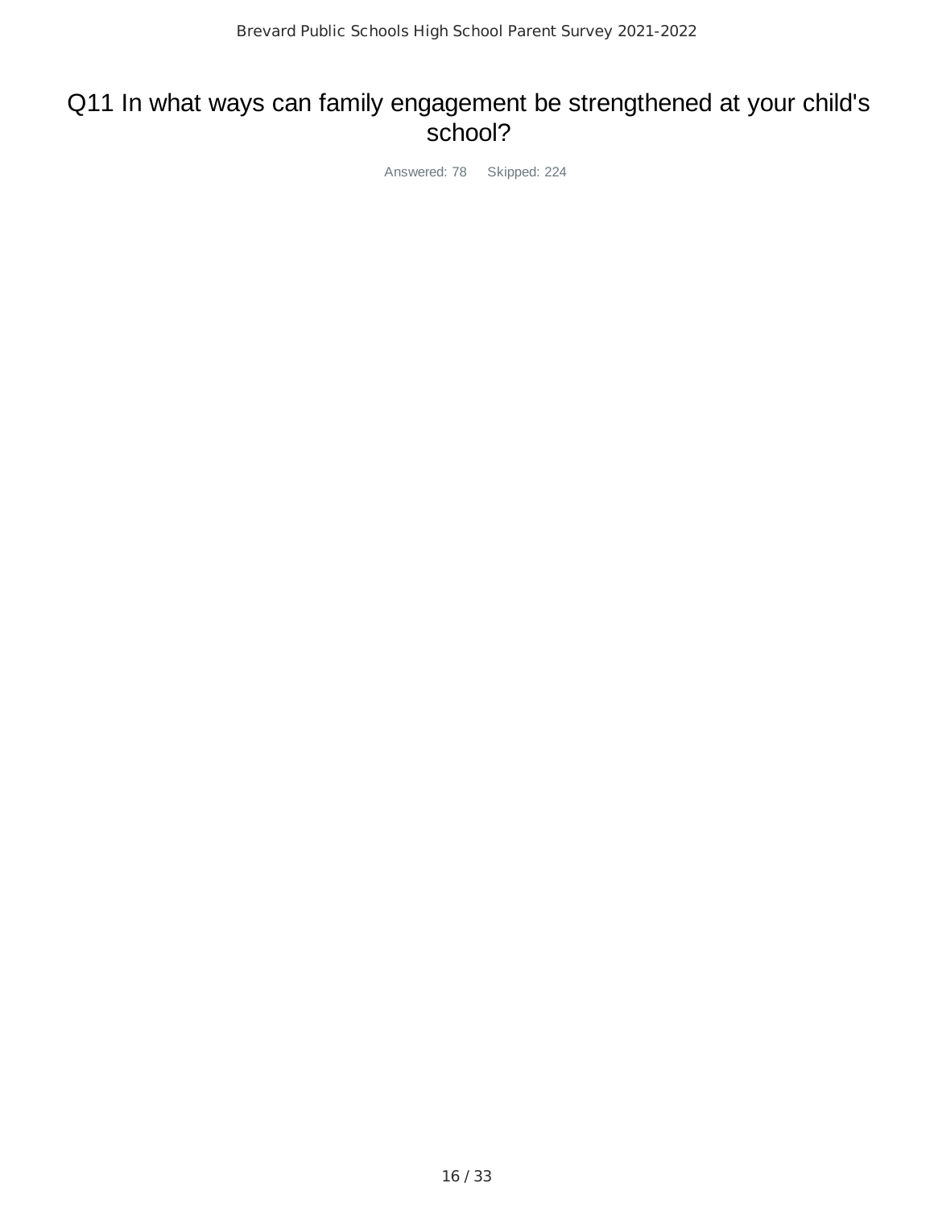# Q11 In what ways can family engagement be strengthened at your child's school?

Answered: 78 Skipped: 224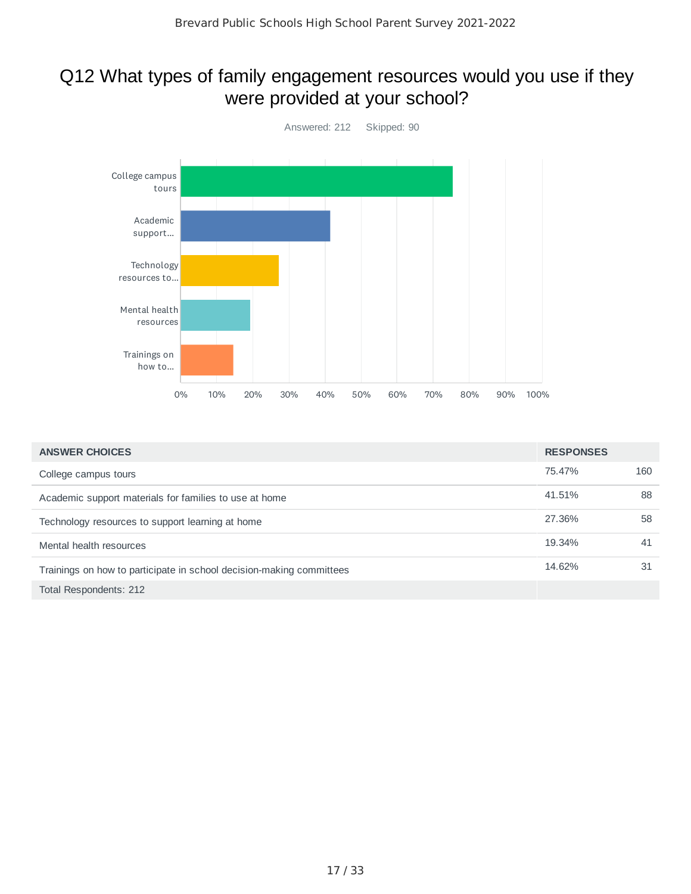# Q12 What types of family engagement resources would you use if they were provided at your school?

Answered: 212 Skipped: 90

College campus tours
Academic support...
Technology resources to...
Mental health resources
Trainings on how to...

0% 10% 20% 30% 40% 50% 60% 70% 80% 90% 100%

| ANSWER CHOICES | RESPONSES | |
|---|---|---|
| College campus tours | 75.47% | 160 |
| Academic support materials for families to use at home | 41.51% | 88 |
| Technology resources to support learning at home | 27.36% | 58 |
| Mental health resources | 19.34% | 41 |
| Trainings on how to participate in school decision-making committees | 14.62% | 31 |
| Total Respondents: 212 | | |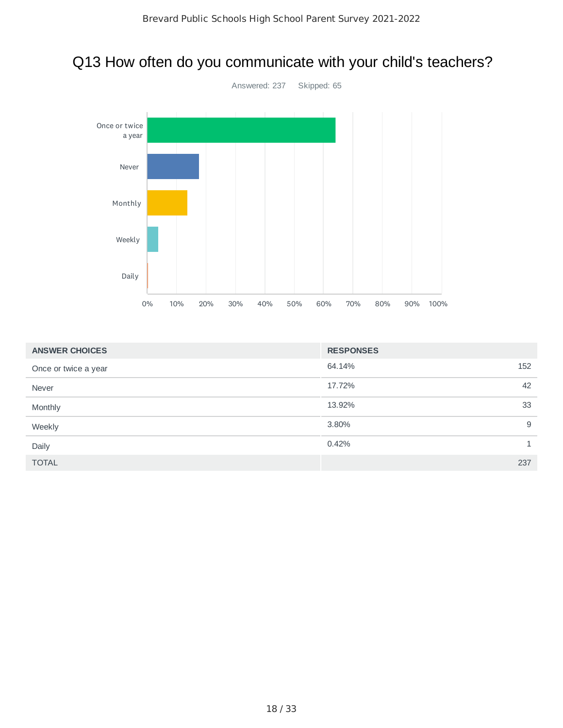# Q13 How often do you communicate with your child's teachers?

Answered: 237 Skipped: 65

Once or twice a year

Never

Monthly

Weekly

Daily

0% 10% 20% 30% 40% 50% 60% 70% 80% 90% 100%

| ANSWER CHOICES | RESPONSES | |
|---|---|---|
| Once or twice a year | 64.14% | 152 |
| Never | 17.72% | 42 |
| Monthly | 13.92% | 33 |
| Weekly | 3.80% | 9 |
| Daily | 0.42% | 1 |
| TOTAL | | 237 |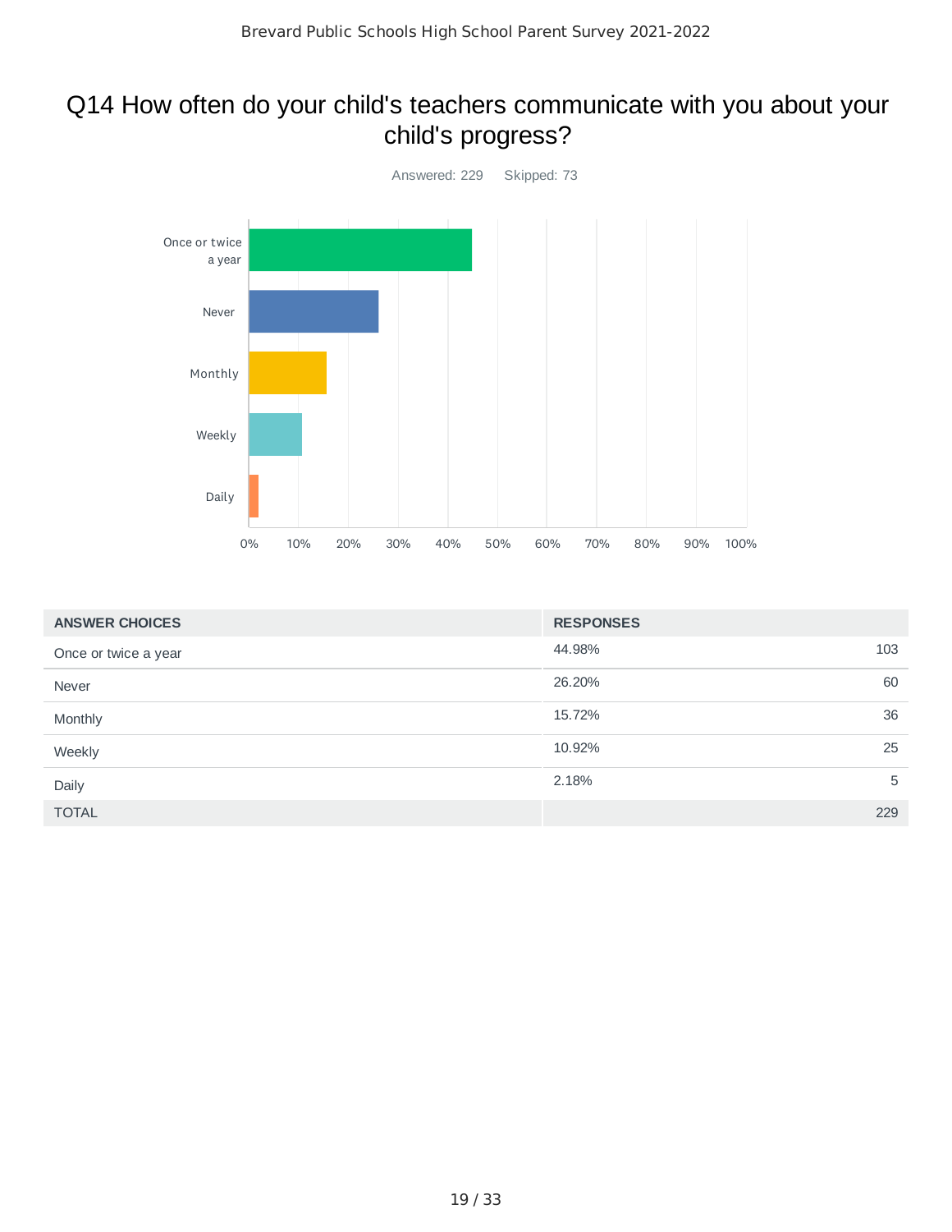## Q14 How often do your child's teachers communicate with you about your child's progress?

Answered: 229 Skipped: 73

Once or twice a year

Never

Monthly

Weekly

Daily

0% 10% 20% 30% 40% 50% 60% 70% 80% 90% 100%

| ANSWER CHOICES | RESPONSES | |
|---|---|---|
| Once or twice a year | 44.98% | 103 |
| Never | 26.20% | 60 |
| Monthly | 15.72% | 36 |
| Weekly | 10.92% | 25 |
| Daily | 2.18% | 5 |
| TOTAL | | 229 |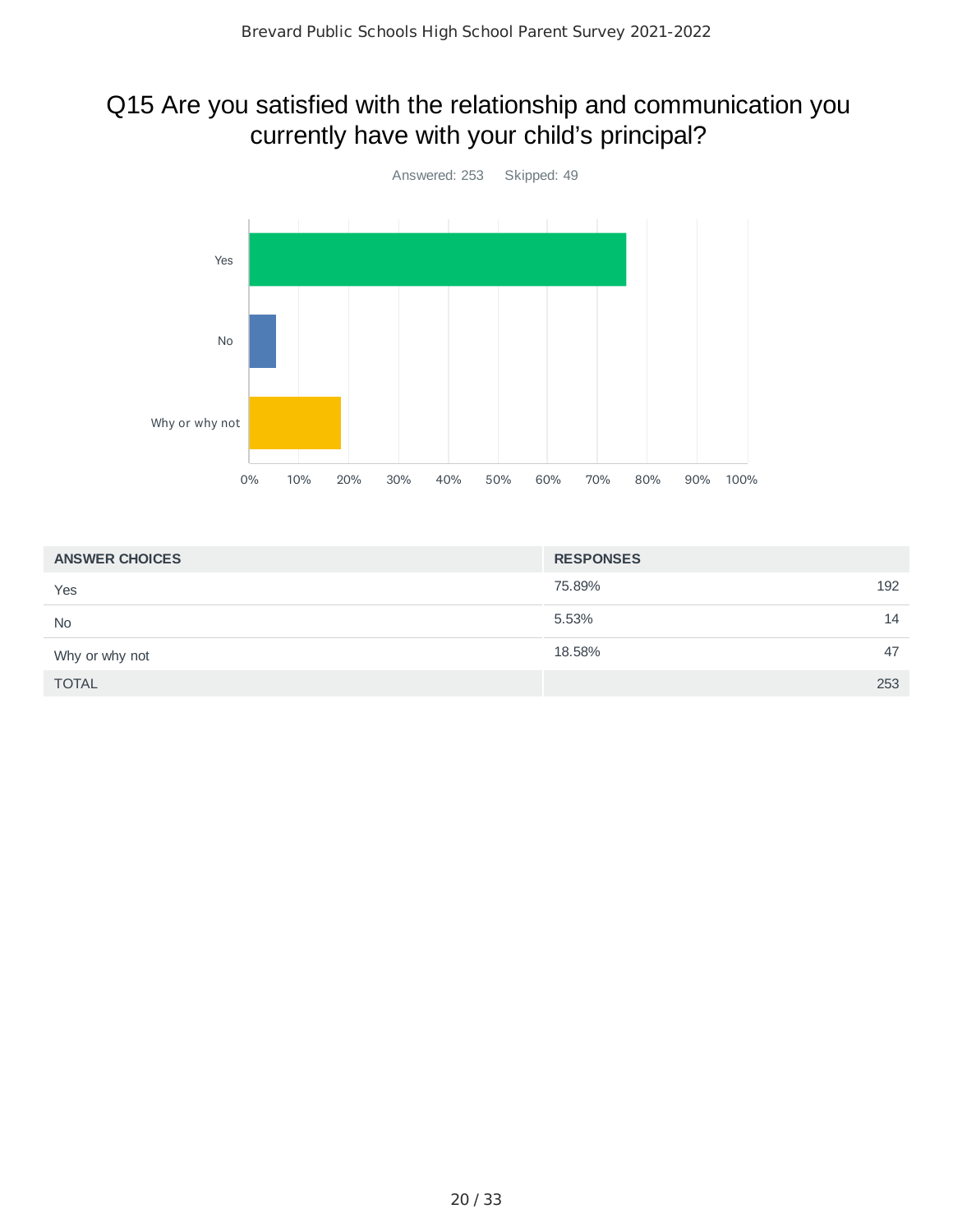## Q15 Are you satisfied with the relationship and communication you currently have with your child's principal?

Answered: 253 Skipped: 49

Yes

No

Why or why not

0% 10% 20% 30% 40% 50% 60% 70% 80% 90% 100%

| ANSWER CHOICES | RESPONSES | |
|---|---|---|
| Yes | 75.89% | 192 |
| No | 5.53% | 14 |
| Why or why not | 18.58% | 47 |
| TOTAL | | 253 |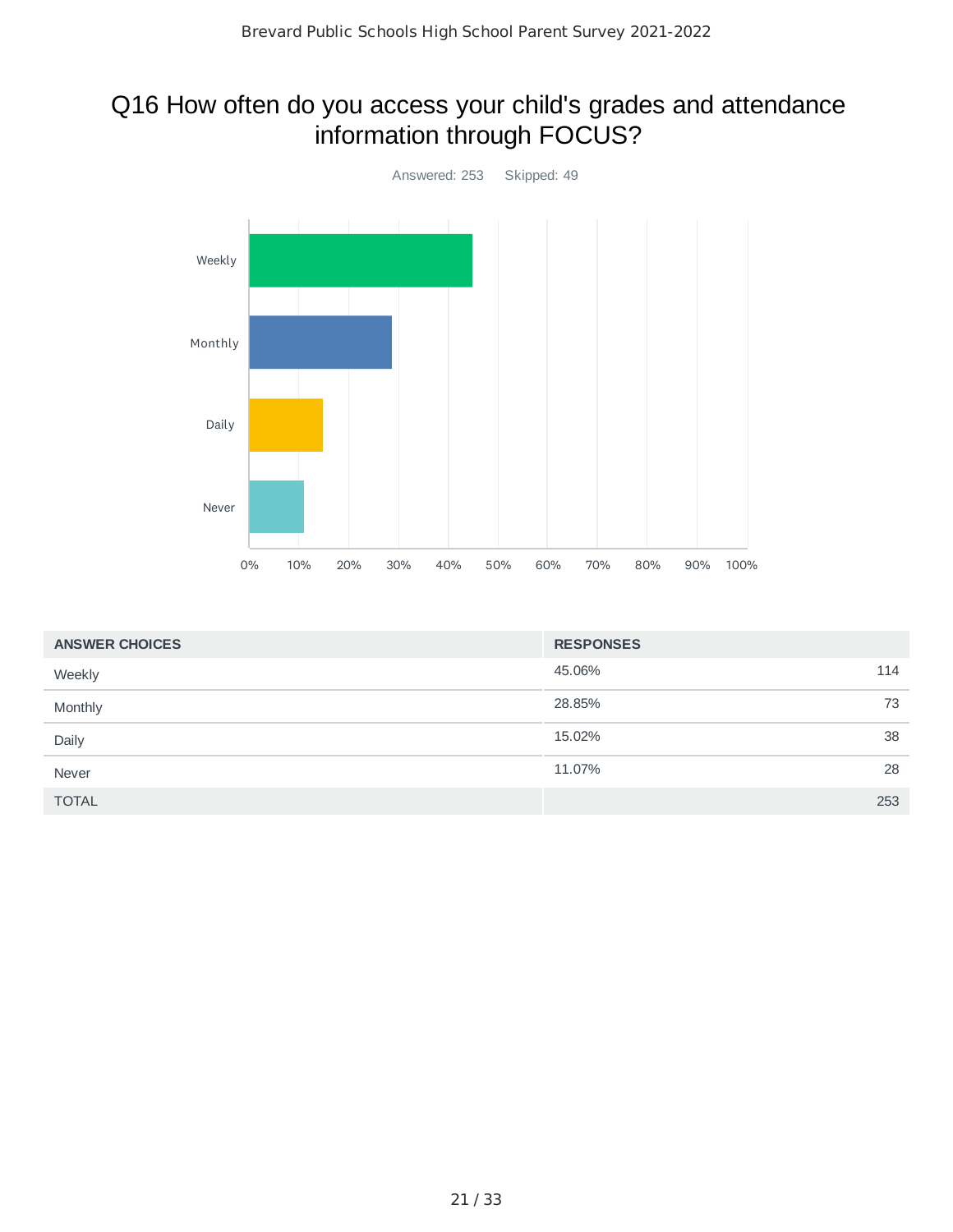# Q16 How often do you access your child's grades and attendance information through FOCUS?

Answered: 253 Skipped: 49

Weekly

Monthly

Daily

Never

0% 10% 20% 30% 40% 50% 60% 70% 80% 90% 100%

| ANSWER CHOICES | RESPONSES | |
|---|---|---|
| Weekly | 45.06% | 114 |
| Monthly | 28.85% | 73 |
| Daily | 15.02% | 38 |
| Never | 11.07% | 28 |
| TOTAL | | 253 |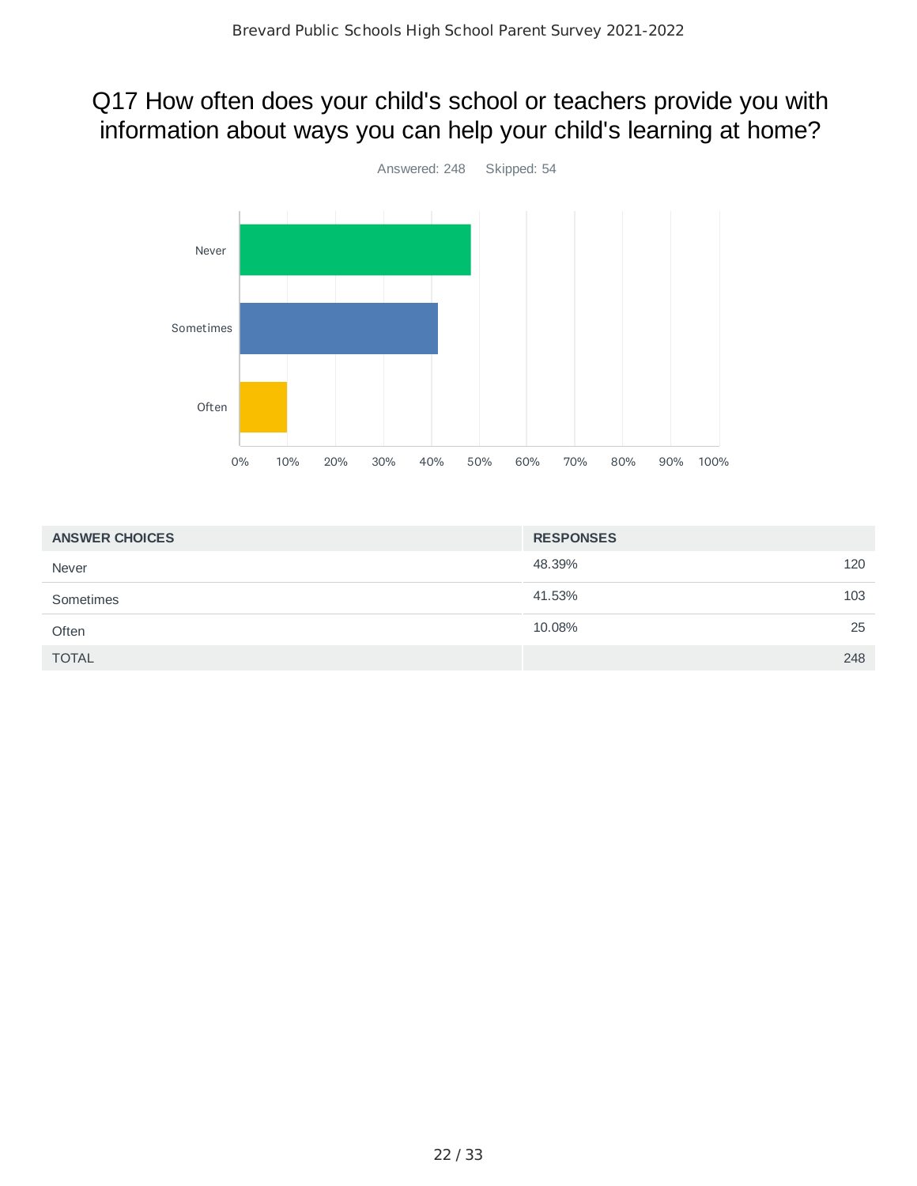## Q17 How often does your child's school or teachers provide you with information about ways you can help your child's learning at home?

Answered: 248 Skipped: 54

Never

Sometimes

Often

0% 10% 20% 30% 40% 50% 60% 70% 80% 90% 100%

| ANSWER CHOICES | RESPONSES | |
|---|---|---|
| Never | 48.39% | 120 |
| Sometimes | 41.53% | 103 |
| Often | 10.08% | 25 |
| TOTAL | | 248 |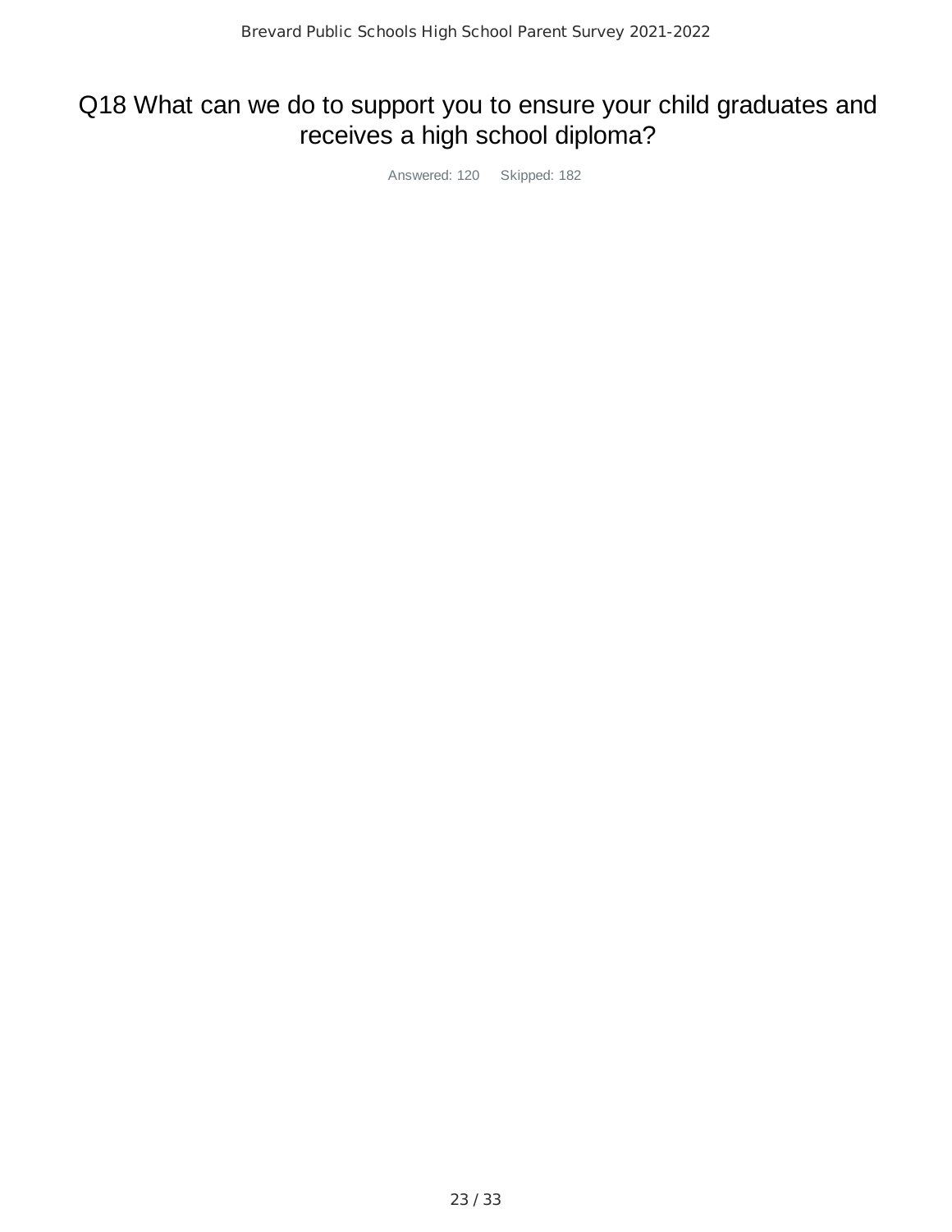# Q18 What can we do to support you to ensure your child graduates and receives a high school diploma?

Answered: 120 Skipped: 182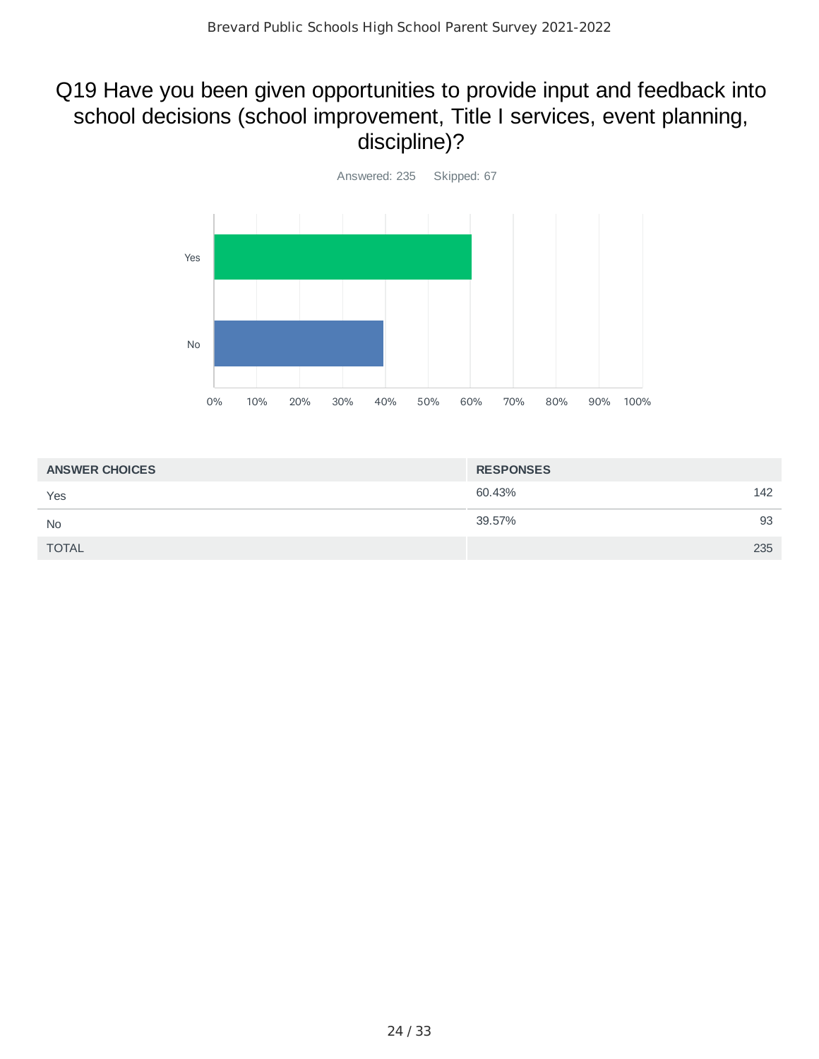## Q19 Have you been given opportunities to provide input and feedback into school decisions (school improvement, Title I services, event planning, discipline)?

Answered: 235 Skipped: 67

Yes

No

0% 10% 20% 30% 40% 50% 60% 70% 80% 90% 100%

| ANSWER CHOICES | RESPONSES | |
|---|---|---|
| Yes | 60.43% | 142 |
| No | 39.57% | 93 |
| TOTAL | | 235 |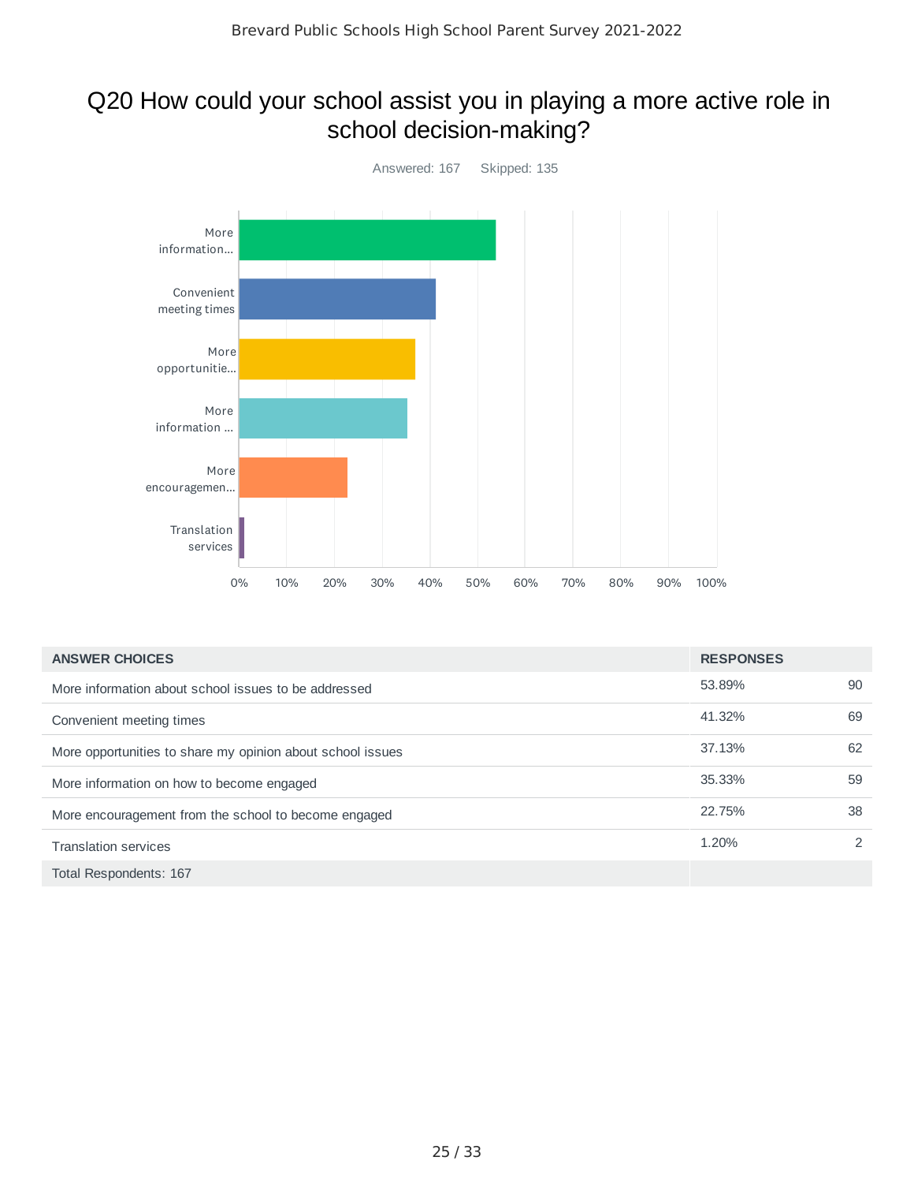# Q20 How could your school assist you in playing a more active role in school decision-making?

Answered: 167 Skipped: 135

More information...
Convenient meeting times
More opportunitie...
More information ...
More encouragemen...
Translation services

0% 10% 20% 30% 40% 50% 60% 70% 80% 90% 100%

| ANSWER CHOICES | RESPONSES | |
|---|---|---|
| More information about school issues to be addressed | 53.89% | 90 |
| Convenient meeting times | 41.32% | 69 |
| More opportunities to share my opinion about school issues | 37.13% | 62 |
| More information on how to become engaged | 35.33% | 59 |
| More encouragement from the school to become engaged | 22.75% | 38 |
| Translation services | 1.20% | 2 |
| Total Respondents: 167 | | |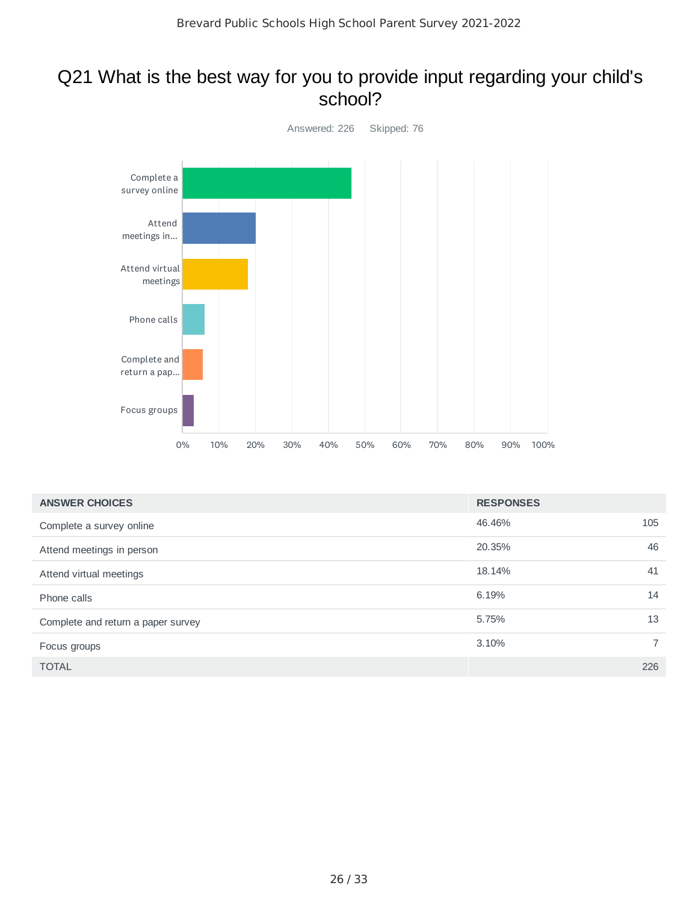# Q21 What is the best way for you to provide input regarding your child's school?

Answered: 226    Skipped: 76

Complete a survey online

Attend meetings in...

Attend virtual meetings

Phone calls

Complete and return a pap...

Focus groups

0% 10% 20% 30% 40% 50% 60% 70% 80% 90% 100%

| ANSWER CHOICES | RESPONSES | |
|---|---|---|
| Complete a survey online | 46.46% | 105 |
| Attend meetings in person | 20.35% | 46 |
| Attend virtual meetings | 18.14% | 41 |
| Phone calls | 6.19% | 14 |
| Complete and return a paper survey | 5.75% | 13 |
| Focus groups | 3.10% | 7 |
| TOTAL | | 226 |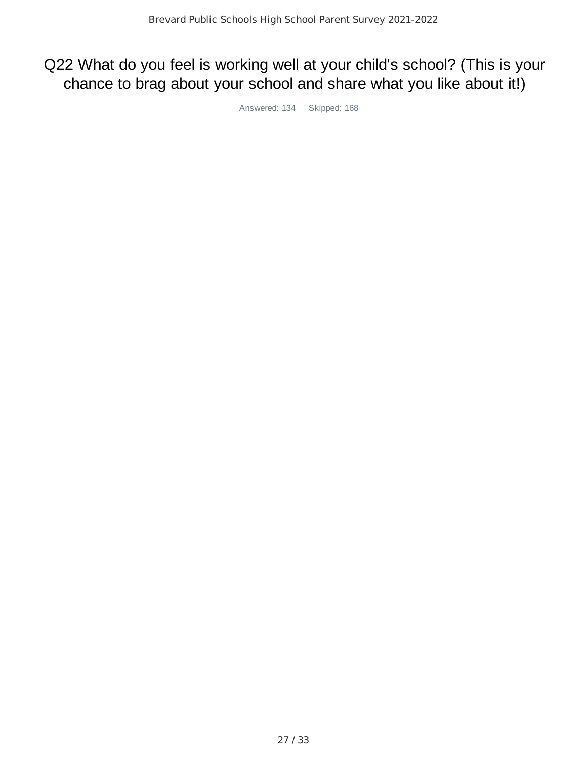# Q22 What do you feel is working well at your child's school? (This is your chance to brag about your school and share what you like about it!)

Answered: 134 Skipped: 168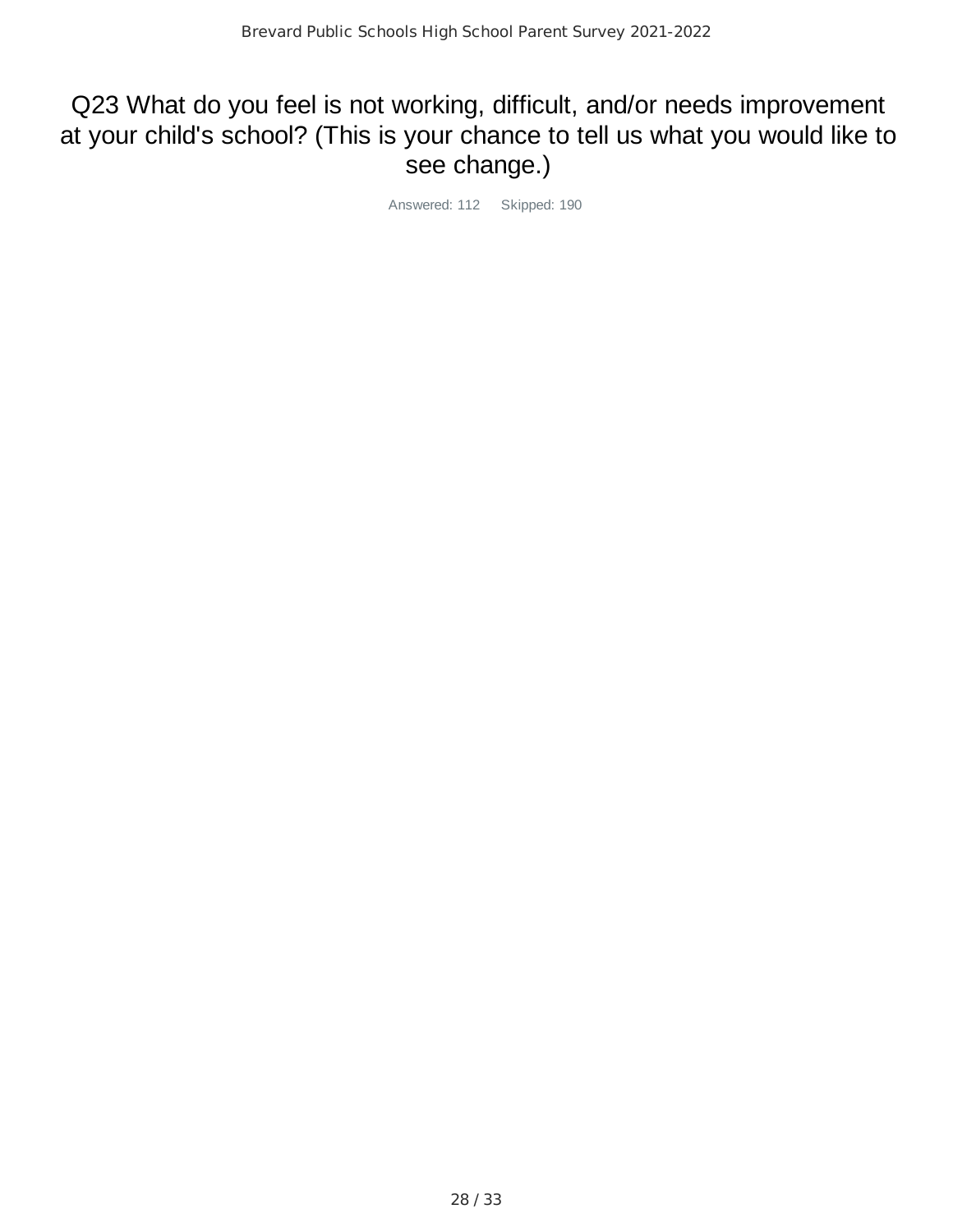# Q23 What do you feel is not working, difficult, and/or needs improvement at your child's school? (This is your chance to tell us what you would like to see change.)

Answered: 112 Skipped: 190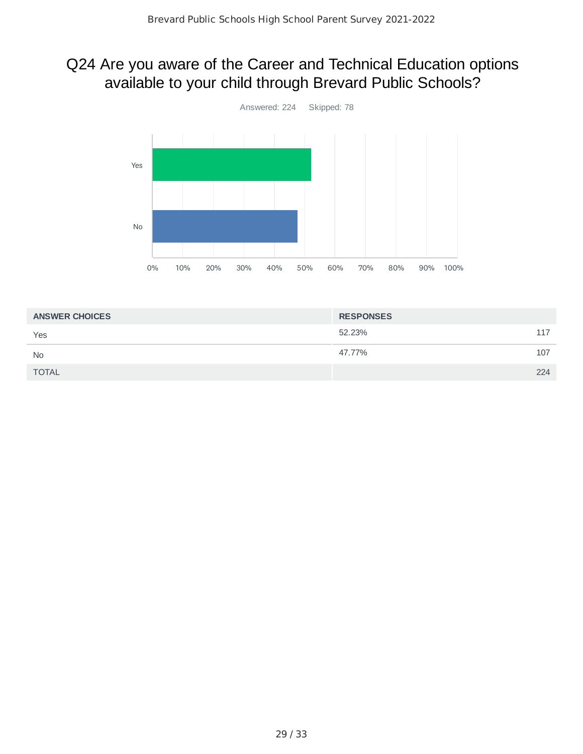# Q24 Are you aware of the Career and Technical Education options available to your child through Brevard Public Schools?

Answered: 224 Skipped: 78

Yes

No

0% 10% 20% 30% 40% 50% 60% 70% 80% 90% 100%

| ANSWER CHOICES | RESPONSES | |
| --- | --- | --- |
| Yes | 52.23% | 117 |
| No | 47.77% | 107 |
| TOTAL | | 224 |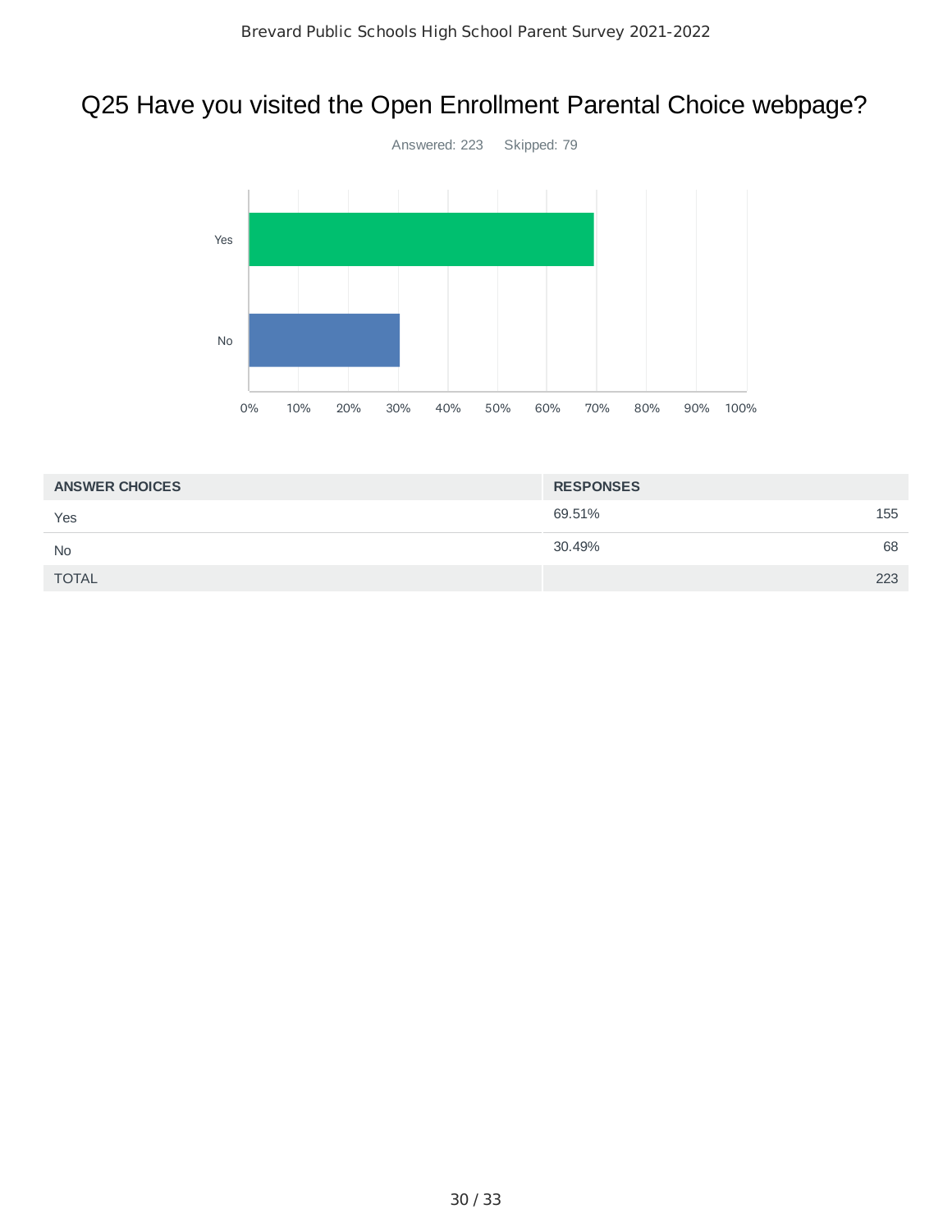# Q25 Have you visited the Open Enrollment Parental Choice webpage?

Answered: 223 Skipped: 79

Yes

No

0% 10% 20% 30% 40% 50% 60% 70% 80% 90% 100%

| ANSWER CHOICES | RESPONSES | |
|---|---|---|
| Yes | 69.51% | 155 |
| No | 30.49% | 68 |
| TOTAL | | 223 |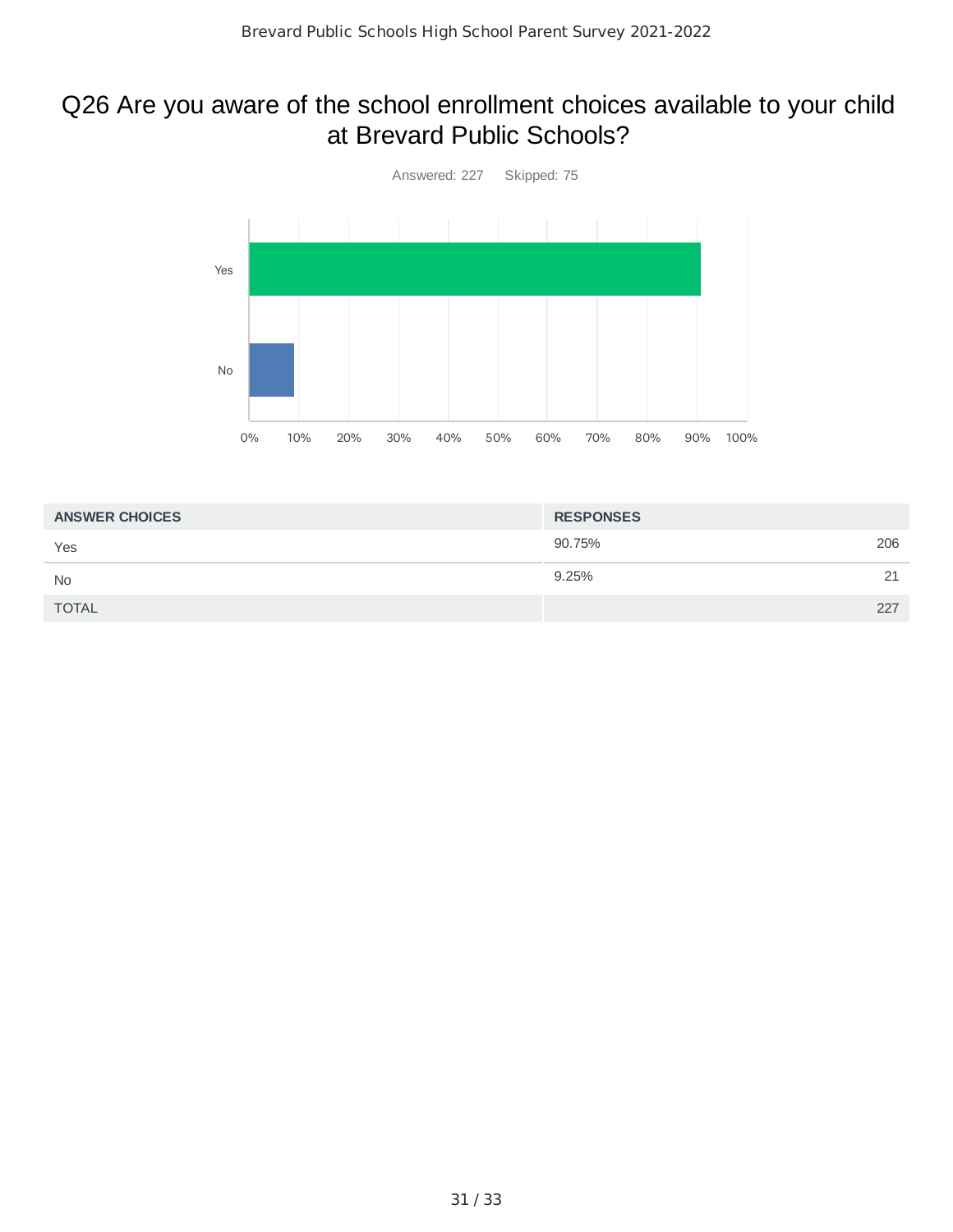# Q26 Are you aware of the school enrollment choices available to your child at Brevard Public Schools?

Answered: 227 Skipped: 75

Yes

No

0% 10% 20% 30% 40% 50% 60% 70% 80% 90% 100%

| ANSWER CHOICES | RESPONSES | |
|---|---|---|
| Yes | 90.75% | 206 |
| No | 9.25% | 21 |
| TOTAL | | 227 |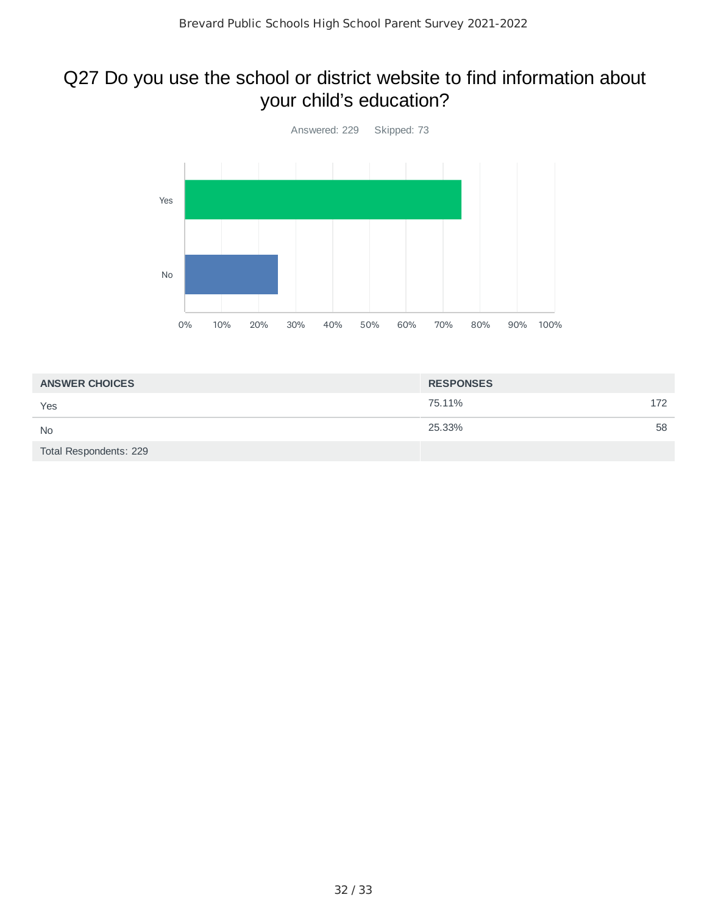## Q27 Do you use the school or district website to find information about your child's education?

Answered: 229    Skipped: 73

Yes

No

0% 10% 20% 30% 40% 50% 60% 70% 80% 90% 100%

| ANSWER CHOICES | RESPONSES | |
|---|---|---|
| Yes | 75.11% | 172 |
| No | 25.33% | 58 |
| Total Respondents: 229 | | |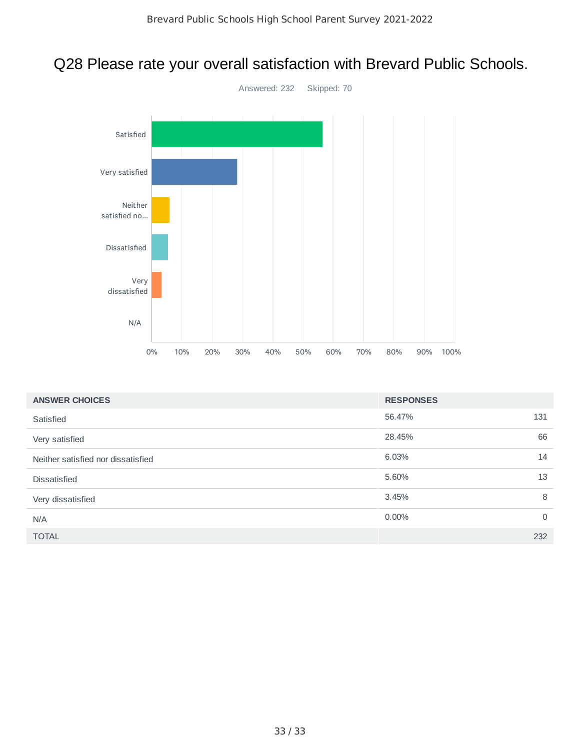# Q28 Please rate your overall satisfaction with Brevard Public Schools.

Answered: 232 Skipped: 70

Satisfied
Very satisfied
Neither satisfied no...
Dissatisfied
Very dissatisfied
N/A

0% 10% 20% 30% 40% 50% 60% 70% 80% 90% 100%

| ANSWER CHOICES | RESPONSES | |
|---|---|---|
| Satisfied | 56.47% | 131 |
| Very satisfied | 28.45% | 66 |
| Neither satisfied nor dissatisfied | 6.03% | 14 |
| Dissatisfied | 5.60% | 13 |
| Very dissatisfied | 3.45% | 8 |
| N/A | 0.00% | 0 |
| TOTAL | | 232 |